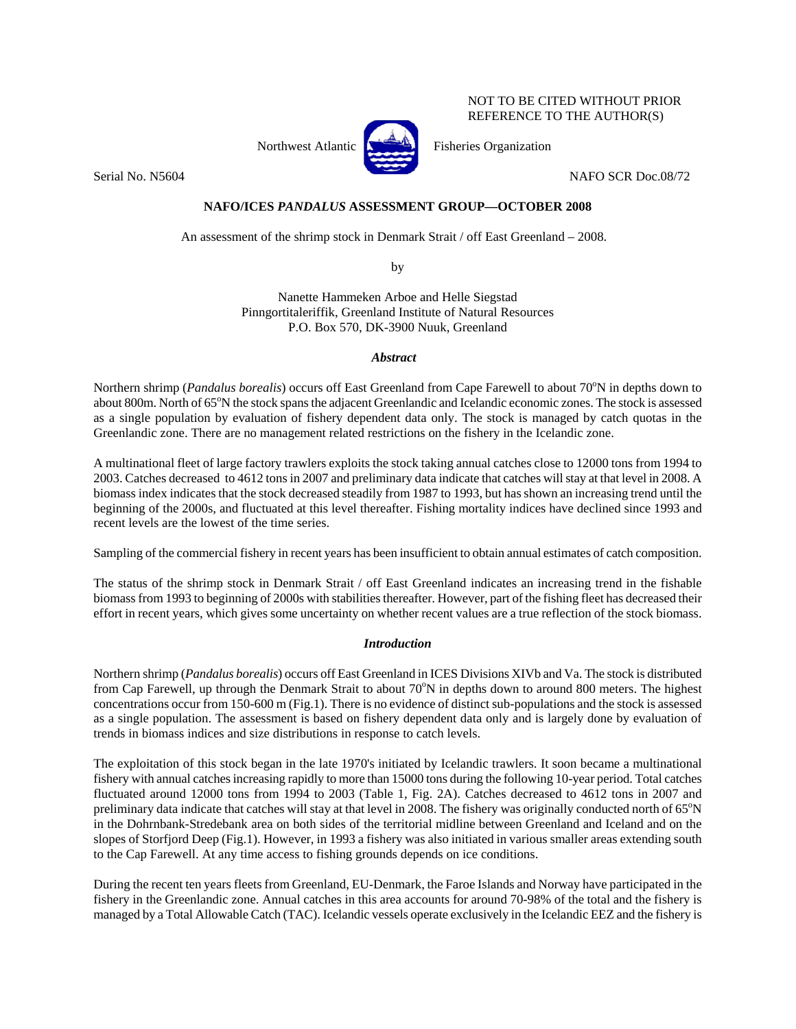NOT TO BE CITED WITHOUT PRIOR REFERENCE TO THE AUTHOR(S)

Northwest Atlantic Fisheries Organization

Serial No. N5604 NAFO SCR Doc.08/72

**NAFO/ICES *PANDALUS* ASSESSMENT GROUP—OCTOBER 2008**

An assessment of the shrimp stock in Denmark Strait / off East Greenland – 2008.

by

Nanette Hammeken Arboe and Helle Siegstad
Pinngortitaleriffik, Greenland Institute of Natural Resources
P.O. Box 570, DK-3900 Nuuk, Greenland

### *Abstract*

Northern shrimp (*Pandalus borealis*) occurs off East Greenland from Cape Farewell to about 70°N in depths down to about 800m. North of 65°N the stock spans the adjacent Greenlandic and Icelandic economic zones. The stock is assessed as a single population by evaluation of fishery dependent data only. The stock is managed by catch quotas in the Greenlandic zone. There are no management related restrictions on the fishery in the Icelandic zone.

A multinational fleet of large factory trawlers exploits the stock taking annual catches close to 12000 tons from 1994 to 2003. Catches decreased to 4612 tons in 2007 and preliminary data indicate that catches will stay at that level in 2008. A biomass index indicates that the stock decreased steadily from 1987 to 1993, but has shown an increasing trend until the beginning of the 2000s, and fluctuated at this level thereafter. Fishing mortality indices have declined since 1993 and recent levels are the lowest of the time series.

Sampling of the commercial fishery in recent years has been insufficient to obtain annual estimates of catch composition.

The status of the shrimp stock in Denmark Strait / off East Greenland indicates an increasing trend in the fishable biomass from 1993 to beginning of 2000s with stabilities thereafter. However, part of the fishing fleet has decreased their effort in recent years, which gives some uncertainty on whether recent values are a true reflection of the stock biomass.

### *Introduction*

Northern shrimp (*Pandalus borealis*) occurs off East Greenland in ICES Divisions XIVb and Va. The stock is distributed from Cap Farewell, up through the Denmark Strait to about 70°N in depths down to around 800 meters. The highest concentrations occur from 150-600 m (Fig.1). There is no evidence of distinct sub-populations and the stock is assessed as a single population. The assessment is based on fishery dependent data only and is largely done by evaluation of trends in biomass indices and size distributions in response to catch levels.

The exploitation of this stock began in the late 1970's initiated by Icelandic trawlers. It soon became a multinational fishery with annual catches increasing rapidly to more than 15000 tons during the following 10-year period. Total catches fluctuated around 12000 tons from 1994 to 2003 (Table 1, Fig. 2A). Catches decreased to 4612 tons in 2007 and preliminary data indicate that catches will stay at that level in 2008. The fishery was originally conducted north of 65°N in the Dohrnbank-Stredebank area on both sides of the territorial midline between Greenland and Iceland and on the slopes of Storfjord Deep (Fig.1). However, in 1993 a fishery was also initiated in various smaller areas extending south to the Cap Farewell. At any time access to fishing grounds depends on ice conditions.

During the recent ten years fleets from Greenland, EU-Denmark, the Faroe Islands and Norway have participated in the fishery in the Greenlandic zone. Annual catches in this area accounts for around 70-98% of the total and the fishery is managed by a Total Allowable Catch (TAC). Icelandic vessels operate exclusively in the Icelandic EEZ and the fishery is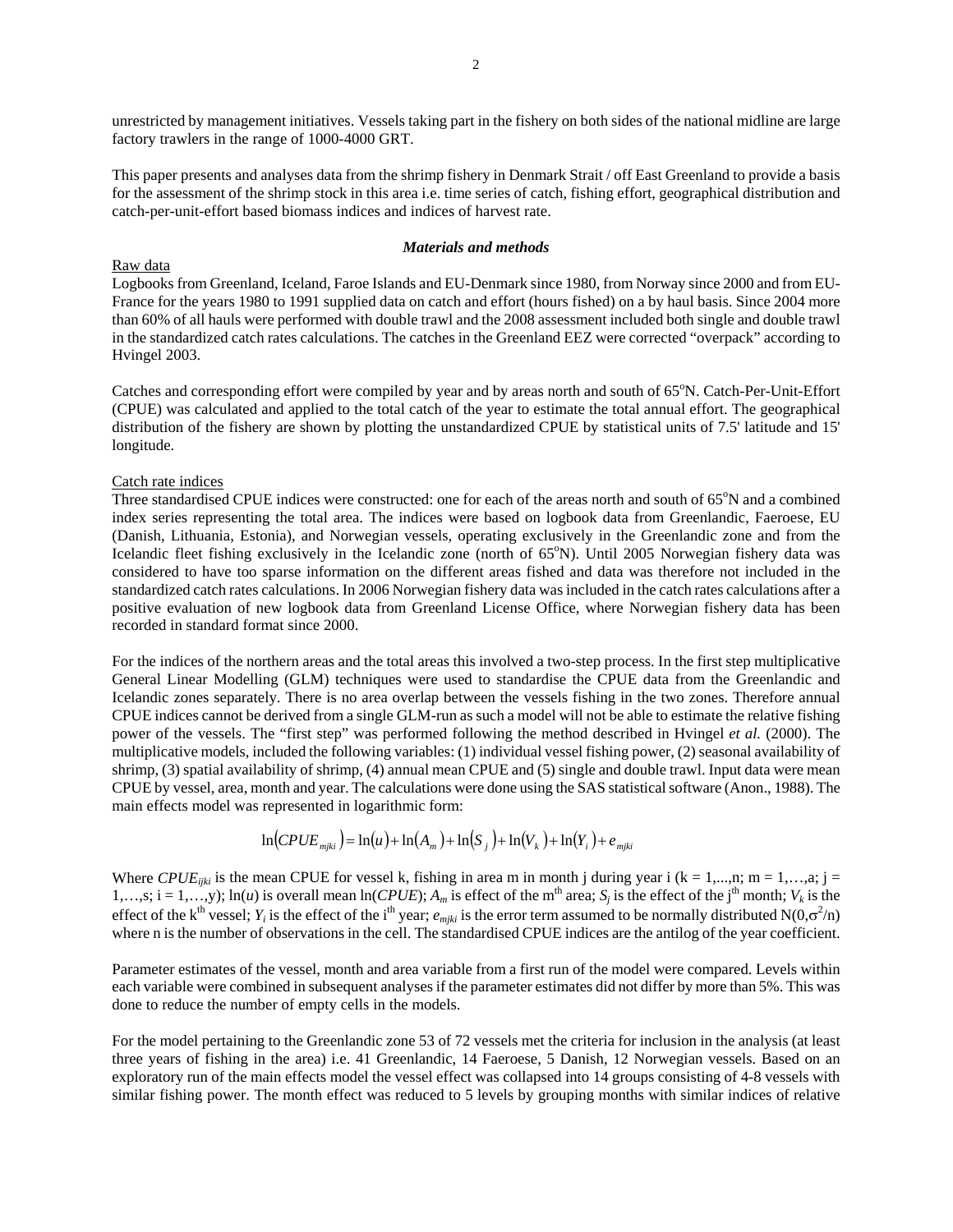unrestricted by management initiatives. Vessels taking part in the fishery on both sides of the national midline are large factory trawlers in the range of 1000-4000 GRT.

This paper presents and analyses data from the shrimp fishery in Denmark Strait / off East Greenland to provide a basis for the assessment of the shrimp stock in this area i.e. time series of catch, fishing effort, geographical distribution and catch-per-unit-effort based biomass indices and indices of harvest rate.

### *Materials and methods*

Raw data

Logbooks from Greenland, Iceland, Faroe Islands and EU-Denmark since 1980, from Norway since 2000 and from EU-France for the years 1980 to 1991 supplied data on catch and effort (hours fished) on a by haul basis. Since 2004 more than 60% of all hauls were performed with double trawl and the 2008 assessment included both single and double trawl in the standardized catch rates calculations. The catches in the Greenland EEZ were corrected "overpack" according to Hvingel 2003.

Catches and corresponding effort were compiled by year and by areas north and south of 65°N. Catch-Per-Unit-Effort (CPUE) was calculated and applied to the total catch of the year to estimate the total annual effort. The geographical distribution of the fishery are shown by plotting the unstandardized CPUE by statistical units of 7.5' latitude and 15' longitude.

Catch rate indices

Three standardised CPUE indices were constructed: one for each of the areas north and south of 65°N and a combined index series representing the total area. The indices were based on logbook data from Greenlandic, Faeroese, EU (Danish, Lithuania, Estonia), and Norwegian vessels, operating exclusively in the Greenlandic zone and from the Icelandic fleet fishing exclusively in the Icelandic zone (north of 65°N). Until 2005 Norwegian fishery data was considered to have too sparse information on the different areas fished and data was therefore not included in the standardized catch rates calculations. In 2006 Norwegian fishery data was included in the catch rates calculations after a positive evaluation of new logbook data from Greenland License Office, where Norwegian fishery data has been recorded in standard format since 2000.

For the indices of the northern areas and the total areas this involved a two-step process. In the first step multiplicative General Linear Modelling (GLM) techniques were used to standardise the CPUE data from the Greenlandic and Icelandic zones separately. There is no area overlap between the vessels fishing in the two zones. Therefore annual CPUE indices cannot be derived from a single GLM-run as such a model will not be able to estimate the relative fishing power of the vessels. The "first step" was performed following the method described in Hvingel *et al.* (2000). The multiplicative models, included the following variables: (1) individual vessel fishing power, (2) seasonal availability of shrimp, (3) spatial availability of shrimp, (4) annual mean CPUE and (5) single and double trawl. Input data were mean CPUE by vessel, area, month and year. The calculations were done using the SAS statistical software (Anon., 1988). The main effects model was represented in logarithmic form:

$$\ln(CPUE_{mjki}) = \ln(u) + \ln(A_m) + \ln(S_j) + \ln(V_k) + \ln(Y_i) + e_{mjki}$$

Where $CPUE_{ijki}$ is the mean CPUE for vessel k, fishing in area m in month j during year i ($k = 1,...,n$; $m = 1,…,a$; $j = 1,…,s$; $i = 1,…,y$); $\ln(u)$ is overall mean $\ln(CPUE)$; $A_m$ is effect of the m[th] area; $S_j$ is the effect of the j[th] month; $V_k$ is the effect of the k[th] vessel; $Y_i$ is the effect of the i[th] year; $e_{mjki}$ is the error term assumed to be normally distributed $N(0,\sigma^2/n)$ where n is the number of observations in the cell. The standardised CPUE indices are the antilog of the year coefficient.

Parameter estimates of the vessel, month and area variable from a first run of the model were compared. Levels within each variable were combined in subsequent analyses if the parameter estimates did not differ by more than 5%. This was done to reduce the number of empty cells in the models.

For the model pertaining to the Greenlandic zone 53 of 72 vessels met the criteria for inclusion in the analysis (at least three years of fishing in the area) i.e. 41 Greenlandic, 14 Faeroese, 5 Danish, 12 Norwegian vessels. Based on an exploratory run of the main effects model the vessel effect was collapsed into 14 groups consisting of 4-8 vessels with similar fishing power. The month effect was reduced to 5 levels by grouping months with similar indices of relative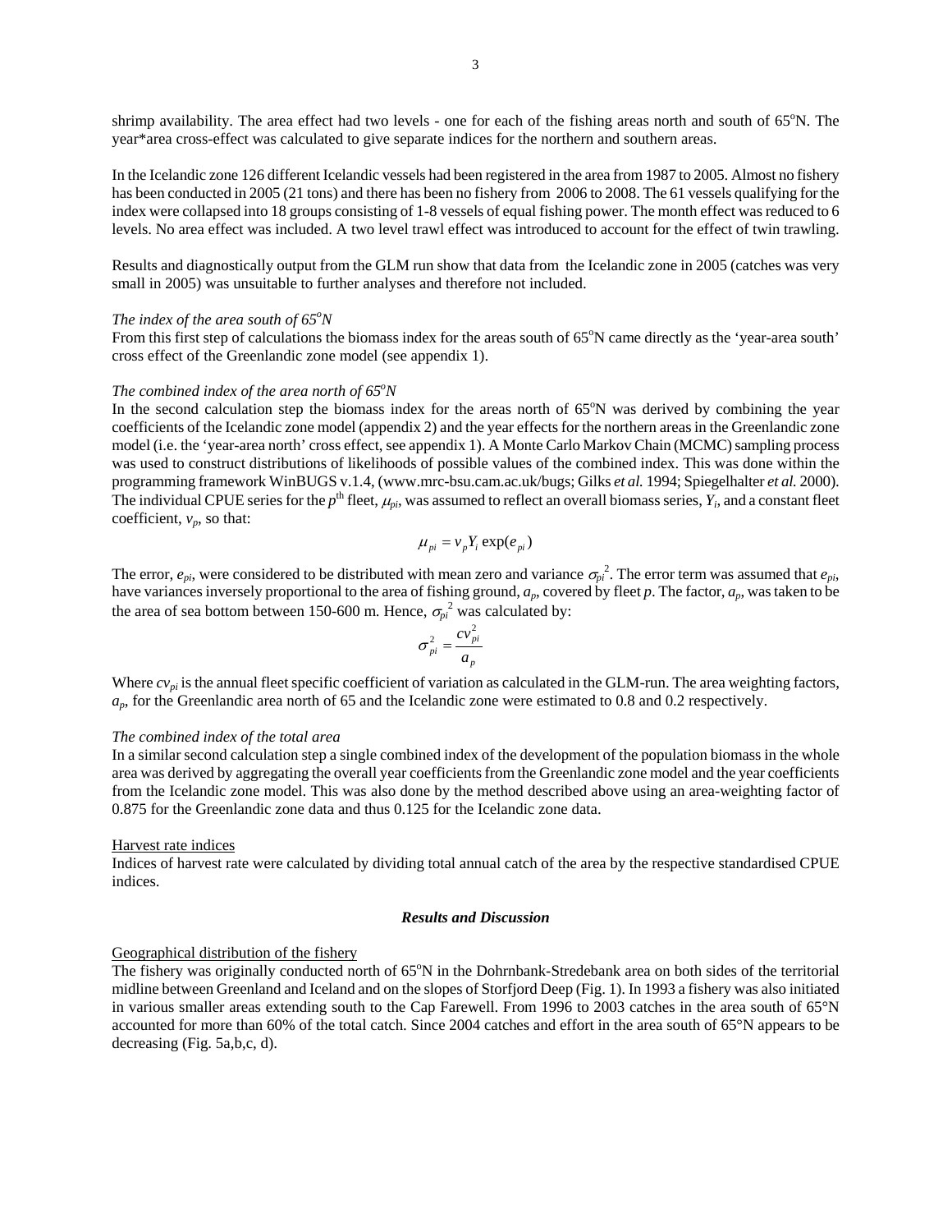shrimp availability. The area effect had two levels - one for each of the fishing areas north and south of 65°N. The year*area cross-effect was calculated to give separate indices for the northern and southern areas.

In the Icelandic zone 126 different Icelandic vessels had been registered in the area from 1987 to 2005. Almost no fishery has been conducted in 2005 (21 tons) and there has been no fishery from 2006 to 2008. The 61 vessels qualifying for the index were collapsed into 18 groups consisting of 1-8 vessels of equal fishing power. The month effect was reduced to 6 levels. No area effect was included. A two level trawl effect was introduced to account for the effect of twin trawling.

Results and diagnostically output from the GLM run show that data from the Icelandic zone in 2005 (catches was very small in 2005) was unsuitable to further analyses and therefore not included.

*The index of the area south of 65°N*

From this first step of calculations the biomass index for the areas south of 65°N came directly as the 'year-area south' cross effect of the Greenlandic zone model (see appendix 1).

*The combined index of the area north of 65°N*

In the second calculation step the biomass index for the areas north of 65°N was derived by combining the year coefficients of the Icelandic zone model (appendix 2) and the year effects for the northern areas in the Greenlandic zone model (i.e. the 'year-area north' cross effect, see appendix 1). A Monte Carlo Markov Chain (MCMC) sampling process was used to construct distributions of likelihoods of possible values of the combined index. This was done within the programming framework WinBUGS v.1.4, (www.mrc-bsu.cam.ac.uk/bugs; Gilks *et al.* 1994; Spiegelhalter *et al.* 2000). The individual CPUE series for the $p^{th}$ fleet, $\mu_{pi}$, was assumed to reflect an overall biomass series, $Y_i$, and a constant fleet coefficient, $v_p$, so that:

$$\mu_{pi} = v_p Y_i \exp(e_{pi})$$

The error, $e_{pi}$, were considered to be distributed with mean zero and variance $\sigma_{pi}^2$. The error term was assumed that $e_{pi}$, have variances inversely proportional to the area of fishing ground, $a_p$, covered by fleet $p$. The factor, $a_p$, was taken to be the area of sea bottom between 150-600 m. Hence, $\sigma_{pi}^2$ was calculated by:

$$\sigma_{pi}^2 = \frac{cv_{pi}^2}{a_p}$$

Where $cv_{pi}$ is the annual fleet specific coefficient of variation as calculated in the GLM-run. The area weighting factors, $a_p$, for the Greenlandic area north of 65 and the Icelandic zone were estimated to 0.8 and 0.2 respectively.

*The combined index of the total area*

In a similar second calculation step a single combined index of the development of the population biomass in the whole area was derived by aggregating the overall year coefficients from the Greenlandic zone model and the year coefficients from the Icelandic zone model. This was also done by the method described above using an area-weighting factor of 0.875 for the Greenlandic zone data and thus 0.125 for the Icelandic zone data.

Harvest rate indices

Indices of harvest rate were calculated by dividing total annual catch of the area by the respective standardised CPUE indices.

### *Results and Discussion*

Geographical distribution of the fishery

The fishery was originally conducted north of 65°N in the Dohrnbank-Stredebank area on both sides of the territorial midline between Greenland and Iceland and on the slopes of Storfjord Deep (Fig. 1). In 1993 a fishery was also initiated in various smaller areas extending south to the Cap Farewell. From 1996 to 2003 catches in the area south of 65°N accounted for more than 60% of the total catch. Since 2004 catches and effort in the area south of 65°N appears to be decreasing (Fig. 5a,b,c, d).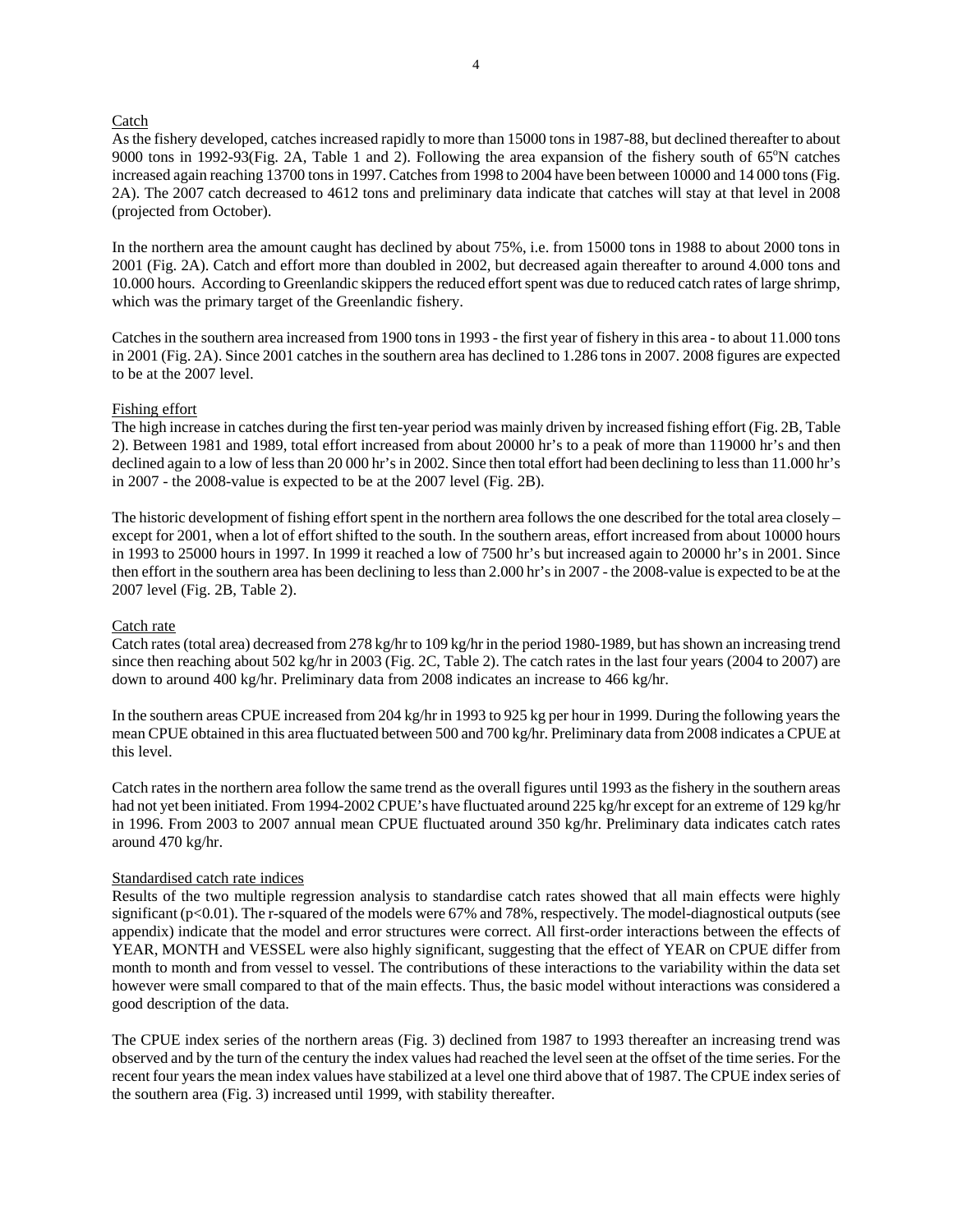Catch

As the fishery developed, catches increased rapidly to more than 15000 tons in 1987-88, but declined thereafter to about 9000 tons in 1992-93(Fig. 2A, Table 1 and 2). Following the area expansion of the fishery south of 65°N catches increased again reaching 13700 tons in 1997. Catches from 1998 to 2004 have been between 10000 and 14 000 tons (Fig. 2A). The 2007 catch decreased to 4612 tons and preliminary data indicate that catches will stay at that level in 2008 (projected from October).

In the northern area the amount caught has declined by about 75%, i.e. from 15000 tons in 1988 to about 2000 tons in 2001 (Fig. 2A). Catch and effort more than doubled in 2002, but decreased again thereafter to around 4.000 tons and 10.000 hours. According to Greenlandic skippers the reduced effort spent was due to reduced catch rates of large shrimp, which was the primary target of the Greenlandic fishery.

Catches in the southern area increased from 1900 tons in 1993 - the first year of fishery in this area - to about 11.000 tons in 2001 (Fig. 2A). Since 2001 catches in the southern area has declined to 1.286 tons in 2007. 2008 figures are expected to be at the 2007 level.

Fishing effort

The high increase in catches during the first ten-year period was mainly driven by increased fishing effort (Fig. 2B, Table 2). Between 1981 and 1989, total effort increased from about 20000 hr's to a peak of more than 119000 hr's and then declined again to a low of less than 20 000 hr's in 2002. Since then total effort had been declining to less than 11.000 hr's in 2007 - the 2008-value is expected to be at the 2007 level (Fig. 2B).

The historic development of fishing effort spent in the northern area follows the one described for the total area closely – except for 2001, when a lot of effort shifted to the south. In the southern areas, effort increased from about 10000 hours in 1993 to 25000 hours in 1997. In 1999 it reached a low of 7500 hr's but increased again to 20000 hr's in 2001. Since then effort in the southern area has been declining to less than 2.000 hr's in 2007 - the 2008-value is expected to be at the 2007 level (Fig. 2B, Table 2).

Catch rate

Catch rates (total area) decreased from 278 kg/hr to 109 kg/hr in the period 1980-1989, but has shown an increasing trend since then reaching about 502 kg/hr in 2003 (Fig. 2C, Table 2). The catch rates in the last four years (2004 to 2007) are down to around 400 kg/hr. Preliminary data from 2008 indicates an increase to 466 kg/hr.

In the southern areas CPUE increased from 204 kg/hr in 1993 to 925 kg per hour in 1999. During the following years the mean CPUE obtained in this area fluctuated between 500 and 700 kg/hr. Preliminary data from 2008 indicates a CPUE at this level.

Catch rates in the northern area follow the same trend as the overall figures until 1993 as the fishery in the southern areas had not yet been initiated. From 1994-2002 CPUE's have fluctuated around 225 kg/hr except for an extreme of 129 kg/hr in 1996. From 2003 to 2007 annual mean CPUE fluctuated around 350 kg/hr. Preliminary data indicates catch rates around 470 kg/hr.

Standardised catch rate indices

Results of the two multiple regression analysis to standardise catch rates showed that all main effects were highly significant ($p<0.01$). The r-squared of the models were 67% and 78%, respectively. The model-diagnostical outputs (see appendix) indicate that the model and error structures were correct. All first-order interactions between the effects of YEAR, MONTH and VESSEL were also highly significant, suggesting that the effect of YEAR on CPUE differ from month to month and from vessel to vessel. The contributions of these interactions to the variability within the data set however were small compared to that of the main effects. Thus, the basic model without interactions was considered a good description of the data.

The CPUE index series of the northern areas (Fig. 3) declined from 1987 to 1993 thereafter an increasing trend was observed and by the turn of the century the index values had reached the level seen at the offset of the time series. For the recent four years the mean index values have stabilized at a level one third above that of 1987. The CPUE index series of the southern area (Fig. 3) increased until 1999, with stability thereafter.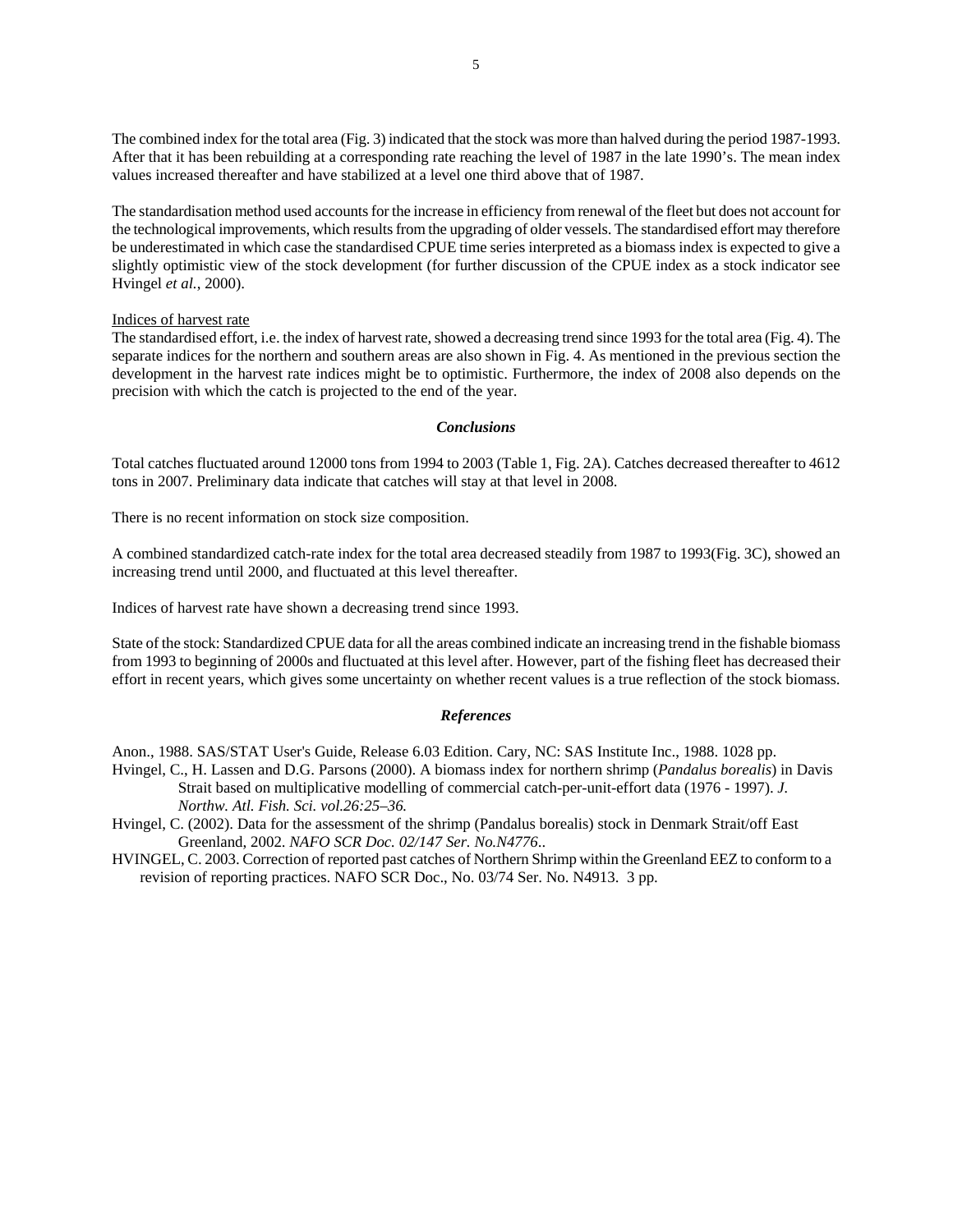The combined index for the total area (Fig. 3) indicated that the stock was more than halved during the period 1987-1993. After that it has been rebuilding at a corresponding rate reaching the level of 1987 in the late 1990's. The mean index values increased thereafter and have stabilized at a level one third above that of 1987.

The standardisation method used accounts for the increase in efficiency from renewal of the fleet but does not account for the technological improvements, which results from the upgrading of older vessels. The standardised effort may therefore be underestimated in which case the standardised CPUE time series interpreted as a biomass index is expected to give a slightly optimistic view of the stock development (for further discussion of the CPUE index as a stock indicator see Hvingel *et al.*, 2000).

Indices of harvest rate

The standardised effort, i.e. the index of harvest rate, showed a decreasing trend since 1993 for the total area (Fig. 4). The separate indices for the northern and southern areas are also shown in Fig. 4. As mentioned in the previous section the development in the harvest rate indices might be to optimistic. Furthermore, the index of 2008 also depends on the precision with which the catch is projected to the end of the year.

### *Conclusions*

Total catches fluctuated around 12000 tons from 1994 to 2003 (Table 1, Fig. 2A). Catches decreased thereafter to 4612 tons in 2007. Preliminary data indicate that catches will stay at that level in 2008.

There is no recent information on stock size composition.

A combined standardized catch-rate index for the total area decreased steadily from 1987 to 1993(Fig. 3C), showed an increasing trend until 2000, and fluctuated at this level thereafter.

Indices of harvest rate have shown a decreasing trend since 1993.

State of the stock: Standardized CPUE data for all the areas combined indicate an increasing trend in the fishable biomass from 1993 to beginning of 2000s and fluctuated at this level after. However, part of the fishing fleet has decreased their effort in recent years, which gives some uncertainty on whether recent values is a true reflection of the stock biomass.

### *References*

Anon., 1988. SAS/STAT User's Guide, Release 6.03 Edition. Cary, NC: SAS Institute Inc., 1988. 1028 pp.

Hvingel, C., H. Lassen and D.G. Parsons (2000). A biomass index for northern shrimp (*Pandalus borealis*) in Davis Strait based on multiplicative modelling of commercial catch-per-unit-effort data (1976 - 1997). *J. Northw. Atl. Fish. Sci. vol.26:25–36.*

Hvingel, C. (2002). Data for the assessment of the shrimp (Pandalus borealis) stock in Denmark Strait/off East Greenland, 2002. *NAFO SCR Doc. 02/147 Ser. No.N4776*..

HVINGEL, C. 2003. Correction of reported past catches of Northern Shrimp within the Greenland EEZ to conform to a revision of reporting practices. NAFO SCR Doc., No. 03/74 Ser. No. N4913. 3 pp.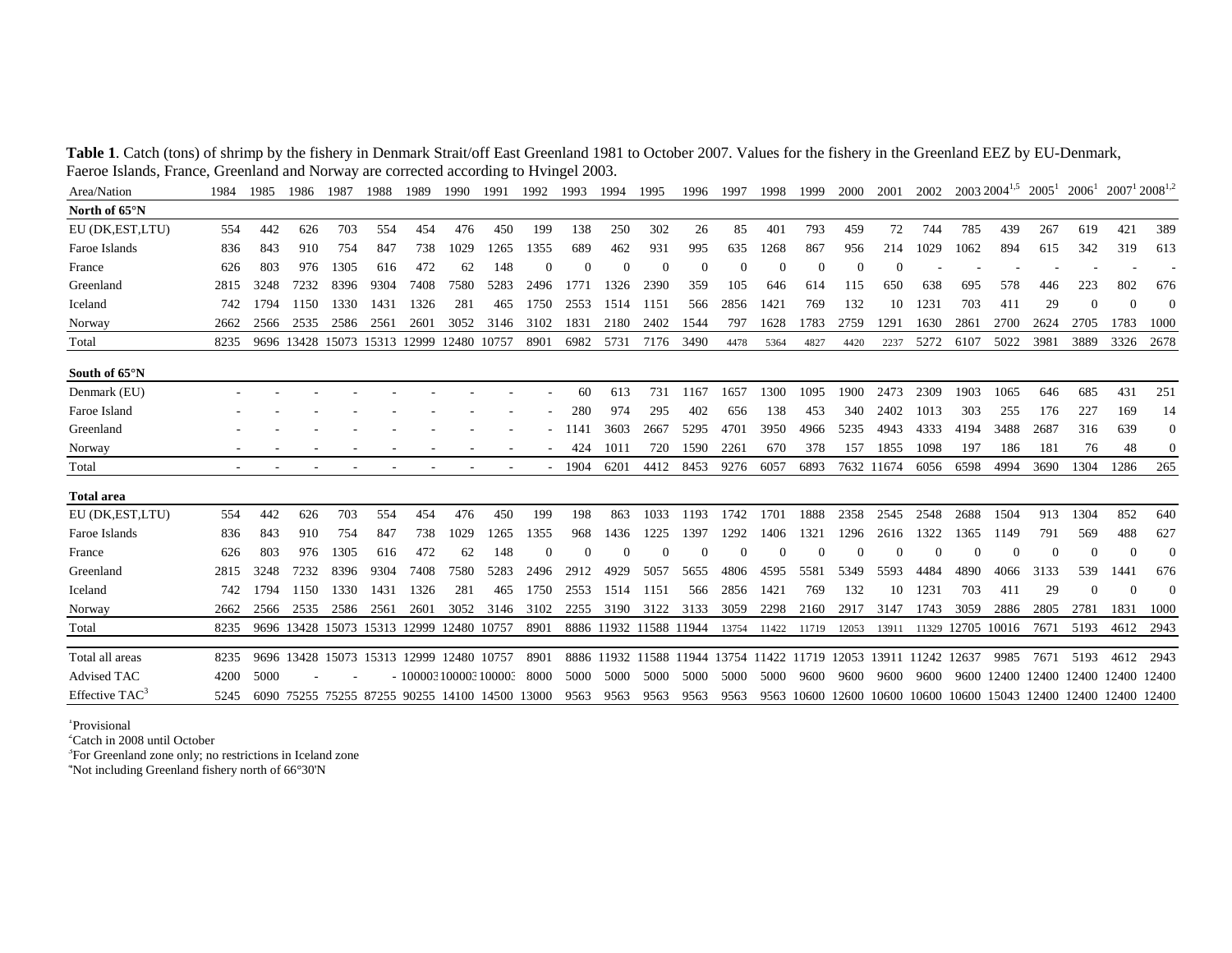**Table 1**. Catch (tons) of shrimp by the fishery in Denmark Strait/off East Greenland 1981 to October 2007. Values for the fishery in the Greenland EEZ by EU-Denmark, Faeroe Islands, France, Greenland and Norway are corrected according to Hvingel 2003.

| Area/Nation | 1984 | 1985 | 1986 | 1987 | 1988 | 1989 | 1990 | 1991 | 1992 | 1993 | 1994 | 1995 | 1996 | 1997 | 1998 | 1999 | 2000 | 2001 | 2002 | 2003 | 2004[1,5] | 2005[1] | 2006[1] | 2007[1] | 2008[1,2] |
|---|---|---|---|---|---|---|---|---|---|---|---|---|---|---|---|---|---|---|---|---|---|---|---|---|---|
| **North of 65°N** | | | | | | | | | | | | | | | | | | | | | | | | | |
| EU (DK,EST,LTU) | 554 | 442 | 626 | 703 | 554 | 454 | 476 | 450 | 199 | 138 | 250 | 302 | 26 | 85 | 401 | 793 | 459 | 72 | 744 | 785 | 439 | 267 | 619 | 421 | 389 |
| Faroe Islands | 836 | 843 | 910 | 754 | 847 | 738 | 1029 | 1265 | 1355 | 689 | 462 | 931 | 995 | 635 | 1268 | 867 | 956 | 214 | 1029 | 1062 | 894 | 615 | 342 | 319 | 613 |
| France | 626 | 803 | 976 | 1305 | 616 | 472 | 62 | 148 | 0 | 0 | 0 | 0 | 0 | 0 | 0 | 0 | 0 | 0 | - | - | - | - | - | - | - |
| Greenland | 2815 | 3248 | 7232 | 8396 | 9304 | 7408 | 7580 | 5283 | 2496 | 1771 | 1326 | 2390 | 359 | 105 | 646 | 614 | 115 | 650 | 638 | 695 | 578 | 446 | 223 | 802 | 676 |
| Iceland | 742 | 1794 | 1150 | 1330 | 1431 | 1326 | 281 | 465 | 1750 | 2553 | 1514 | 1151 | 566 | 2856 | 1421 | 769 | 132 | 10 | 1231 | 703 | 411 | 29 | 0 | 0 | 0 |
| Norway | 2662 | 2566 | 2535 | 2586 | 2561 | 2601 | 3052 | 3146 | 3102 | 1831 | 2180 | 2402 | 1544 | 797 | 1628 | 1783 | 2759 | 1291 | 1630 | 2861 | 2700 | 2624 | 2705 | 1783 | 1000 |
| Total | 8235 | 9696 | 13428 | 15073 | 15313 | 12999 | 12480 | 10757 | 8901 | 6982 | 5731 | 7176 | 3490 | 4478 | 5364 | 4827 | 4420 | 2237 | 5272 | 6107 | 5022 | 3981 | 3889 | 3326 | 2678 |
| **South of 65°N** | | | | | | | | | | | | | | | | | | | | | | | | | |
| Denmark (EU) | - | - | - | - | - | - | - | - | - | 60 | 613 | 731 | 1167 | 1657 | 1300 | 1095 | 1900 | 2473 | 2309 | 1903 | 1065 | 646 | 685 | 431 | 251 |
| Faroe Island | - | - | - | - | - | - | - | - | - | 280 | 974 | 295 | 402 | 656 | 138 | 453 | 340 | 2402 | 1013 | 303 | 255 | 176 | 227 | 169 | 14 |
| Greenland | - | - | - | - | - | - | - | - | - | 1141 | 3603 | 2667 | 5295 | 4701 | 3950 | 4966 | 5235 | 4943 | 4333 | 4194 | 3488 | 2687 | 316 | 639 | 0 |
| Norway | - | - | - | - | - | - | - | - | - | 424 | 1011 | 720 | 1590 | 2261 | 670 | 378 | 157 | 1855 | 1098 | 197 | 186 | 181 | 76 | 48 | 0 |
| Total | - | - | - | - | - | - | - | - | - | 1904 | 6201 | 4412 | 8453 | 9276 | 6057 | 6893 | 7632 | 11674 | 6056 | 6598 | 4994 | 3690 | 1304 | 1286 | 265 |
| **Total area** | | | | | | | | | | | | | | | | | | | | | | | | | |
| EU (DK,EST,LTU) | 554 | 442 | 626 | 703 | 554 | 454 | 476 | 450 | 199 | 198 | 863 | 1033 | 1193 | 1742 | 1701 | 1888 | 2358 | 2545 | 2548 | 2688 | 1504 | 913 | 1304 | 852 | 640 |
| Faroe Islands | 836 | 843 | 910 | 754 | 847 | 738 | 1029 | 1265 | 1355 | 968 | 1436 | 1225 | 1397 | 1292 | 1406 | 1321 | 1296 | 2616 | 1322 | 1365 | 1149 | 791 | 569 | 488 | 627 |
| France | 626 | 803 | 976 | 1305 | 616 | 472 | 62 | 148 | 0 | 0 | 0 | 0 | 0 | 0 | 0 | 0 | 0 | 0 | 0 | 0 | 0 | 0 | 0 | 0 | 0 |
| Greenland | 2815 | 3248 | 7232 | 8396 | 9304 | 7408 | 7580 | 5283 | 2496 | 2912 | 4929 | 5057 | 5655 | 4806 | 4595 | 5581 | 5349 | 5593 | 4484 | 4890 | 4066 | 3133 | 539 | 1441 | 676 |
| Iceland | 742 | 1794 | 1150 | 1330 | 1431 | 1326 | 281 | 465 | 1750 | 2553 | 1514 | 1151 | 566 | 2856 | 1421 | 769 | 132 | 10 | 1231 | 703 | 411 | 29 | 0 | 0 | 0 |
| Norway | 2662 | 2566 | 2535 | 2586 | 2561 | 2601 | 3052 | 3146 | 3102 | 2255 | 3190 | 3122 | 3133 | 3059 | 2298 | 2160 | 2917 | 3147 | 1743 | 3059 | 2886 | 2805 | 2781 | 1831 | 1000 |
| Total | 8235 | 9696 | 13428 | 15073 | 15313 | 12999 | 12480 | 10757 | 8901 | 8886 | 11932 | 11588 | 11944 | 13754 | 11422 | 11719 | 12053 | 13911 | 11329 | 12705 | 10016 | 7671 | 5193 | 4612 | 2943 |
| Total all areas | 8235 | 9696 | 13428 | 15073 | 15313 | 12999 | 12480 | 10757 | 8901 | 8886 | 11932 | 11588 | 11944 | 13754 | 11422 | 11719 | 12053 | 13911 | 11242 | 12637 | 9985 | 7671 | 5193 | 4612 | 2943 |
| Advised TAC | 4200 | 5000 | - | - | - | 100003 | 100003 | 100003 | 8000 | 5000 | 5000 | 5000 | 5000 | 5000 | 5000 | 9600 | 9600 | 9600 | 9600 | 9600 | 12400 | 12400 | 12400 | 12400 | 12400 |
| Effective TAC[3] | 5245 | 6090 | 75255 | 75255 | 87255 | 90255 | 14100 | 14500 | 13000 | 9563 | 9563 | 9563 | 9563 | 9563 | 9563 | 10600 | 12600 | 10600 | 10600 | 10600 | 15043 | 12400 | 12400 | 12400 | 12400 |

[1]Provisional
[2]Catch in 2008 until October
[3]For Greenland zone only; no restrictions in Iceland zone
[4]Not including Greenland fishery north of 66°30'N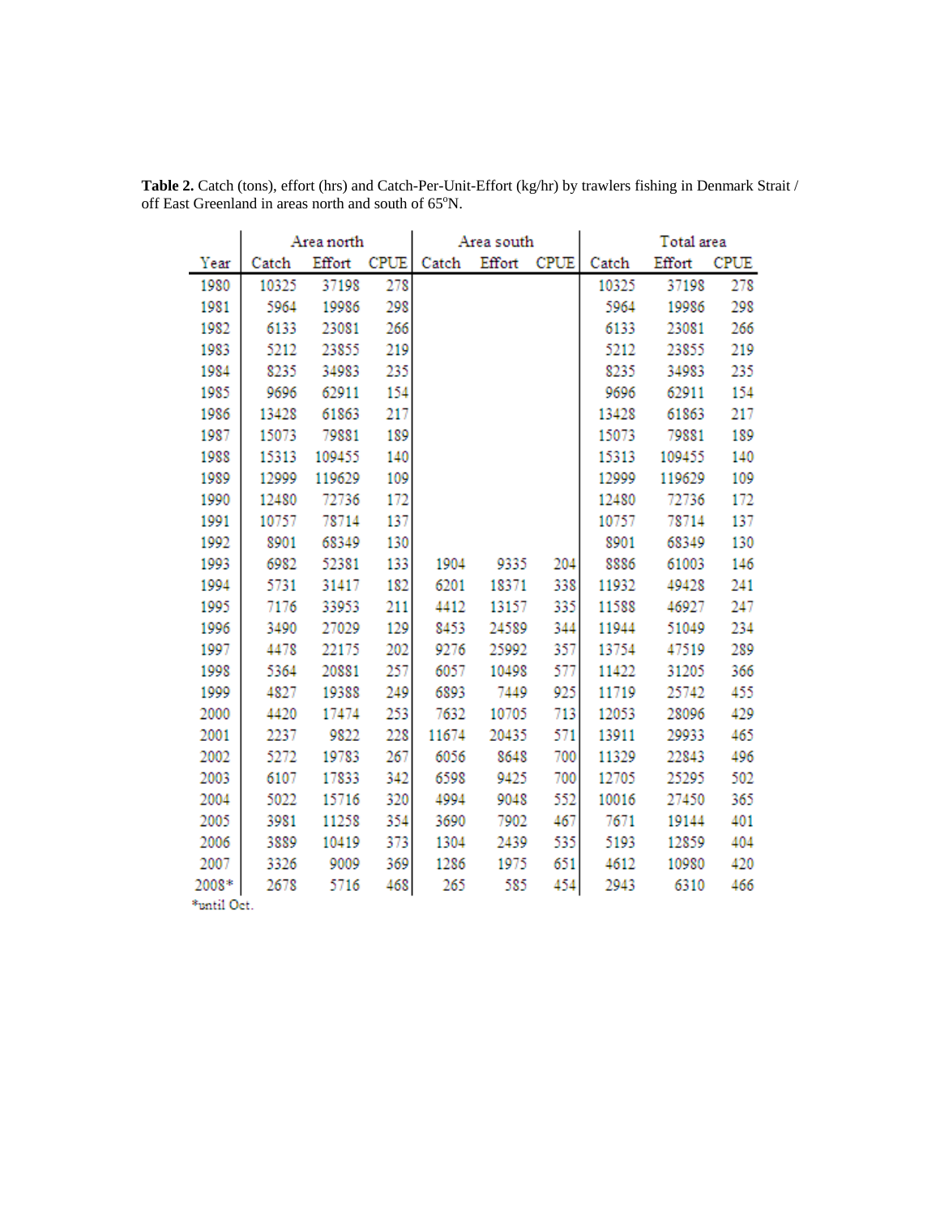**Table 2.** Catch (tons), effort (hrs) and Catch-Per-Unit-Effort (kg/hr) by trawlers fishing in Denmark Strait / off East Greenland in areas north and south of 65°N.

| | Area north | | | Area south | | | Total area | | |
|---|---|---|---|---|---|---|---|---|---|
| Year | Catch | Effort | CPUE | Catch | Effort | CPUE | Catch | Effort | CPUE |
| 1980 | 10325 | 37198 | 278 | | | | 10325 | 37198 | 278 |
| 1981 | 5964 | 19986 | 298 | | | | 5964 | 19986 | 298 |
| 1982 | 6133 | 23081 | 266 | | | | 6133 | 23081 | 266 |
| 1983 | 5212 | 23855 | 219 | | | | 5212 | 23855 | 219 |
| 1984 | 8235 | 34983 | 235 | | | | 8235 | 34983 | 235 |
| 1985 | 9696 | 62911 | 154 | | | | 9696 | 62911 | 154 |
| 1986 | 13428 | 61863 | 217 | | | | 13428 | 61863 | 217 |
| 1987 | 15073 | 79881 | 189 | | | | 15073 | 79881 | 189 |
| 1988 | 15313 | 109455 | 140 | | | | 15313 | 109455 | 140 |
| 1989 | 12999 | 119629 | 109 | | | | 12999 | 119629 | 109 |
| 1990 | 12480 | 72736 | 172 | | | | 12480 | 72736 | 172 |
| 1991 | 10757 | 78714 | 137 | | | | 10757 | 78714 | 137 |
| 1992 | 8901 | 68349 | 130 | | | | 8901 | 68349 | 130 |
| 1993 | 6982 | 52381 | 133 | 1904 | 9335 | 204 | 8886 | 61003 | 146 |
| 1994 | 5731 | 31417 | 182 | 6201 | 18371 | 338 | 11932 | 49428 | 241 |
| 1995 | 7176 | 33953 | 211 | 4412 | 13157 | 335 | 11588 | 46927 | 247 |
| 1996 | 3490 | 27029 | 129 | 8453 | 24589 | 344 | 11944 | 51049 | 234 |
| 1997 | 4478 | 22175 | 202 | 9276 | 25992 | 357 | 13754 | 47519 | 289 |
| 1998 | 5364 | 20881 | 257 | 6057 | 10498 | 577 | 11422 | 31205 | 366 |
| 1999 | 4827 | 19388 | 249 | 6893 | 7449 | 925 | 11719 | 25742 | 455 |
| 2000 | 4420 | 17474 | 253 | 7632 | 10705 | 713 | 12053 | 28096 | 429 |
| 2001 | 2237 | 9822 | 228 | 11674 | 20435 | 571 | 13911 | 29933 | 465 |
| 2002 | 5272 | 19783 | 267 | 6056 | 8648 | 700 | 11329 | 22843 | 496 |
| 2003 | 6107 | 17833 | 342 | 6598 | 9425 | 700 | 12705 | 25295 | 502 |
| 2004 | 5022 | 15716 | 320 | 4994 | 9048 | 552 | 10016 | 27450 | 365 |
| 2005 | 3981 | 11258 | 354 | 3690 | 7902 | 467 | 7671 | 19144 | 401 |
| 2006 | 3889 | 10419 | 373 | 1304 | 2439 | 535 | 5193 | 12859 | 404 |
| 2007 | 3326 | 9009 | 369 | 1286 | 1975 | 651 | 4612 | 10980 | 420 |
| 2008* | 2678 | 5716 | 468 | 265 | 585 | 454 | 2943 | 6310 | 466 |

*until Oct.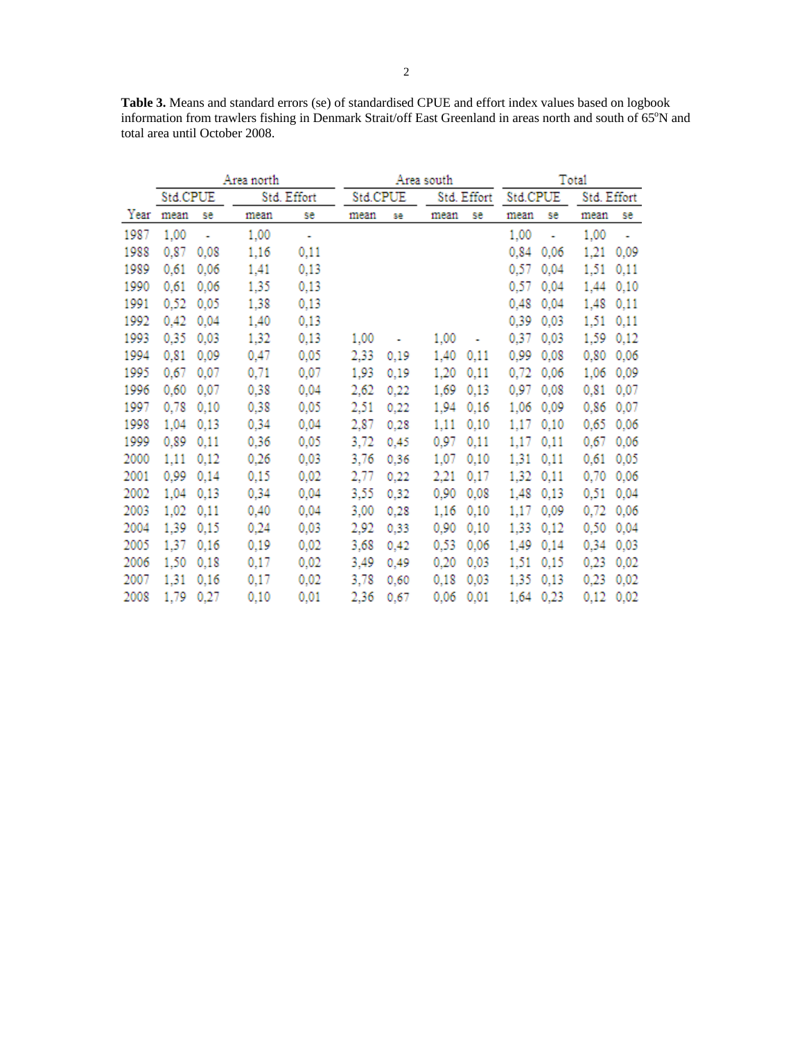**Table 3.** Means and standard errors (se) of standardised CPUE and effort index values based on logbook information from trawlers fishing in Denmark Strait/off East Greenland in areas north and south of 65°N and total area until October 2008.

| | Area north | | | | Area south | | | | Total | | | |
|---|---|---|---|---|---|---|---|---|---|---|---|---|
| | Std.CPUE | | Std. Effort | | Std.CPUE | | Std. Effort | | Std.CPUE | | Std. Effort | |
| Year | mean | se | mean | se | mean | se | mean | se | mean | se | mean | se |
| 1987 | 1,00 | - | 1,00 | - | | | | | 1,00 | - | 1,00 | - |
| 1988 | 0,87 | 0,08 | 1,16 | 0,11 | | | | | 0,84 | 0,06 | 1,21 | 0,09 |
| 1989 | 0,61 | 0,06 | 1,41 | 0,13 | | | | | 0,57 | 0,04 | 1,51 | 0,11 |
| 1990 | 0,61 | 0,06 | 1,35 | 0,13 | | | | | 0,57 | 0,04 | 1,44 | 0,10 |
| 1991 | 0,52 | 0,05 | 1,38 | 0,13 | | | | | 0,48 | 0,04 | 1,48 | 0,11 |
| 1992 | 0,42 | 0,04 | 1,40 | 0,13 | | | | | 0,39 | 0,03 | 1,51 | 0,11 |
| 1993 | 0,35 | 0,03 | 1,32 | 0,13 | 1,00 | - | 1,00 | - | 0,37 | 0,03 | 1,59 | 0,12 |
| 1994 | 0,81 | 0,09 | 0,47 | 0,05 | 2,33 | 0,19 | 1,40 | 0,11 | 0,99 | 0,08 | 0,80 | 0,06 |
| 1995 | 0,67 | 0,07 | 0,71 | 0,07 | 1,93 | 0,19 | 1,20 | 0,11 | 0,72 | 0,06 | 1,06 | 0,09 |
| 1996 | 0,60 | 0,07 | 0,38 | 0,04 | 2,62 | 0,22 | 1,69 | 0,13 | 0,97 | 0,08 | 0,81 | 0,07 |
| 1997 | 0,78 | 0,10 | 0,38 | 0,05 | 2,51 | 0,22 | 1,94 | 0,16 | 1,06 | 0,09 | 0,86 | 0,07 |
| 1998 | 1,04 | 0,13 | 0,34 | 0,04 | 2,87 | 0,28 | 1,11 | 0,10 | 1,17 | 0,10 | 0,65 | 0,06 |
| 1999 | 0,89 | 0,11 | 0,36 | 0,05 | 3,72 | 0,45 | 0,97 | 0,11 | 1,17 | 0,11 | 0,67 | 0,06 |
| 2000 | 1,11 | 0,12 | 0,26 | 0,03 | 3,76 | 0,36 | 1,07 | 0,10 | 1,31 | 0,11 | 0,61 | 0,05 |
| 2001 | 0,99 | 0,14 | 0,15 | 0,02 | 2,77 | 0,22 | 2,21 | 0,17 | 1,32 | 0,11 | 0,70 | 0,06 |
| 2002 | 1,04 | 0,13 | 0,34 | 0,04 | 3,55 | 0,32 | 0,90 | 0,08 | 1,48 | 0,13 | 0,51 | 0,04 |
| 2003 | 1,02 | 0,11 | 0,40 | 0,04 | 3,00 | 0,28 | 1,16 | 0,10 | 1,17 | 0,09 | 0,72 | 0,06 |
| 2004 | 1,39 | 0,15 | 0,24 | 0,03 | 2,92 | 0,33 | 0,90 | 0,10 | 1,33 | 0,12 | 0,50 | 0,04 |
| 2005 | 1,37 | 0,16 | 0,19 | 0,02 | 3,68 | 0,42 | 0,53 | 0,06 | 1,49 | 0,14 | 0,34 | 0,03 |
| 2006 | 1,50 | 0,18 | 0,17 | 0,02 | 3,49 | 0,49 | 0,20 | 0,03 | 1,51 | 0,15 | 0,23 | 0,02 |
| 2007 | 1,31 | 0,16 | 0,17 | 0,02 | 3,78 | 0,60 | 0,18 | 0,03 | 1,35 | 0,13 | 0,23 | 0,02 |
| 2008 | 1,79 | 0,27 | 0,10 | 0,01 | 2,36 | 0,67 | 0,06 | 0,01 | 1,64 | 0,23 | 0,12 | 0,02 |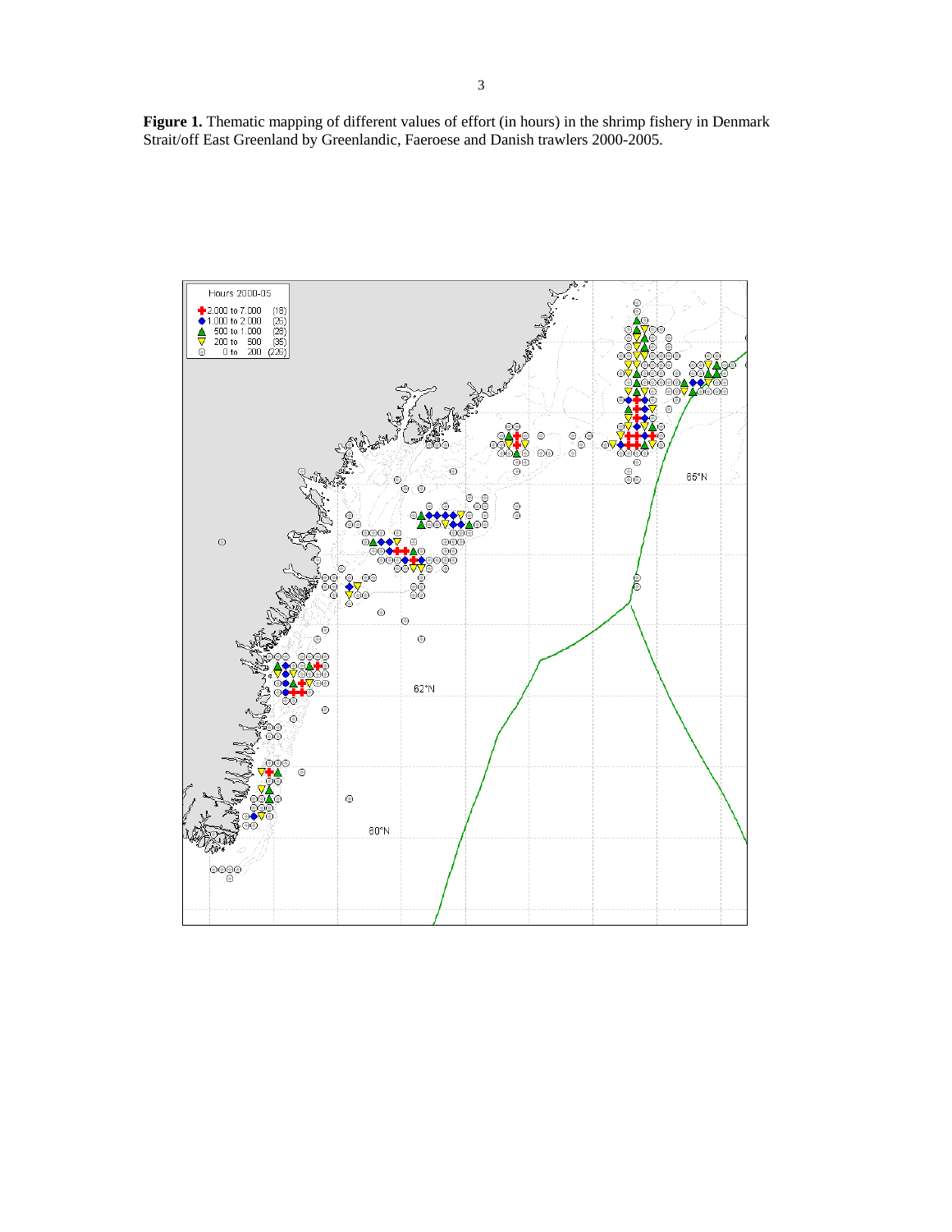**Figure 1.** Thematic mapping of different values of effort (in hours) in the shrimp fishery in Denmark Strait/off East Greenland by Greenlandic, Faeroese and Danish trawlers 2000-2005.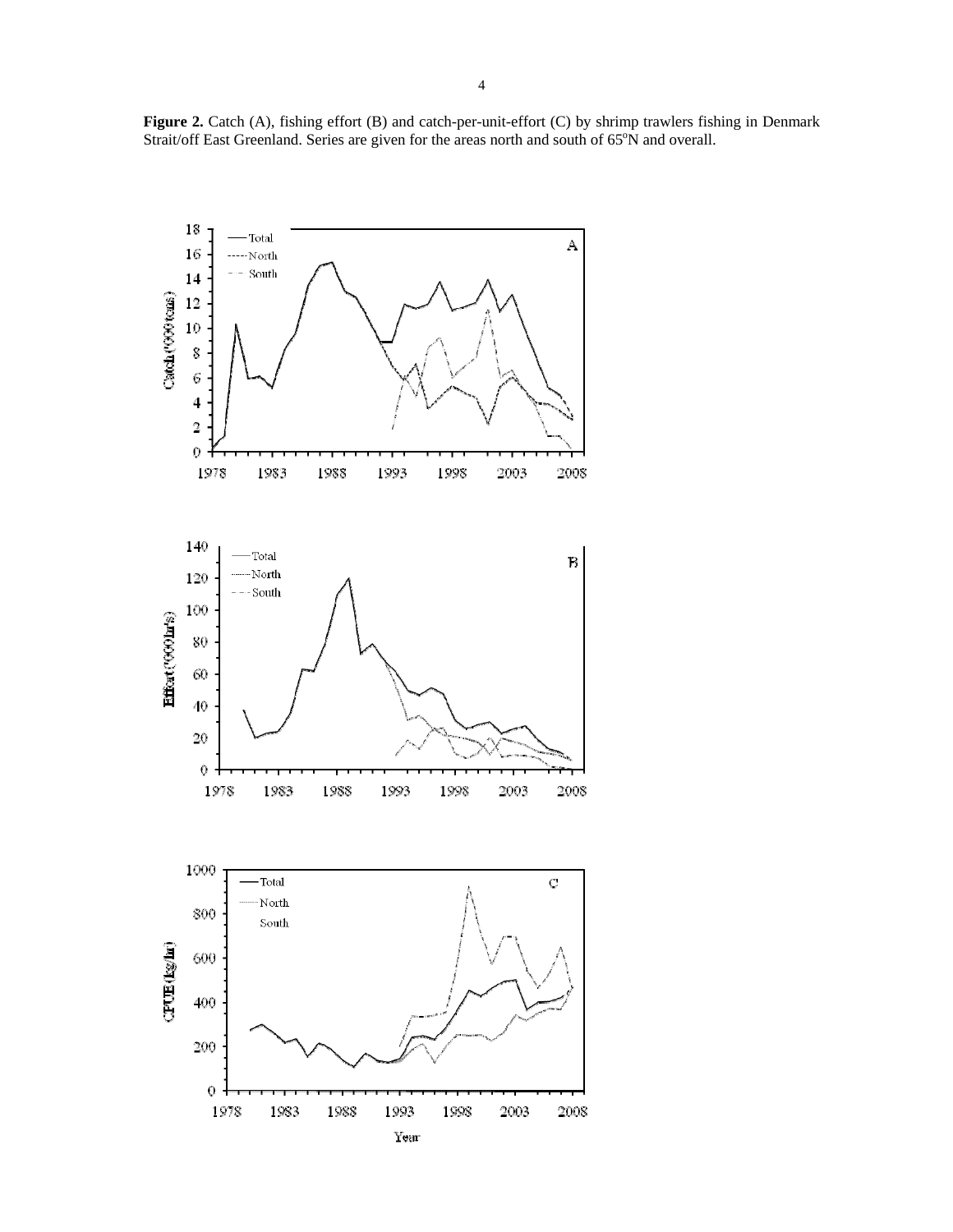**Figure 2.** Catch (A), fishing effort (B) and catch-per-unit-effort (C) by shrimp trawlers fishing in Denmark Strait/off East Greenland. Series are given for the areas north and south of 65°N and overall.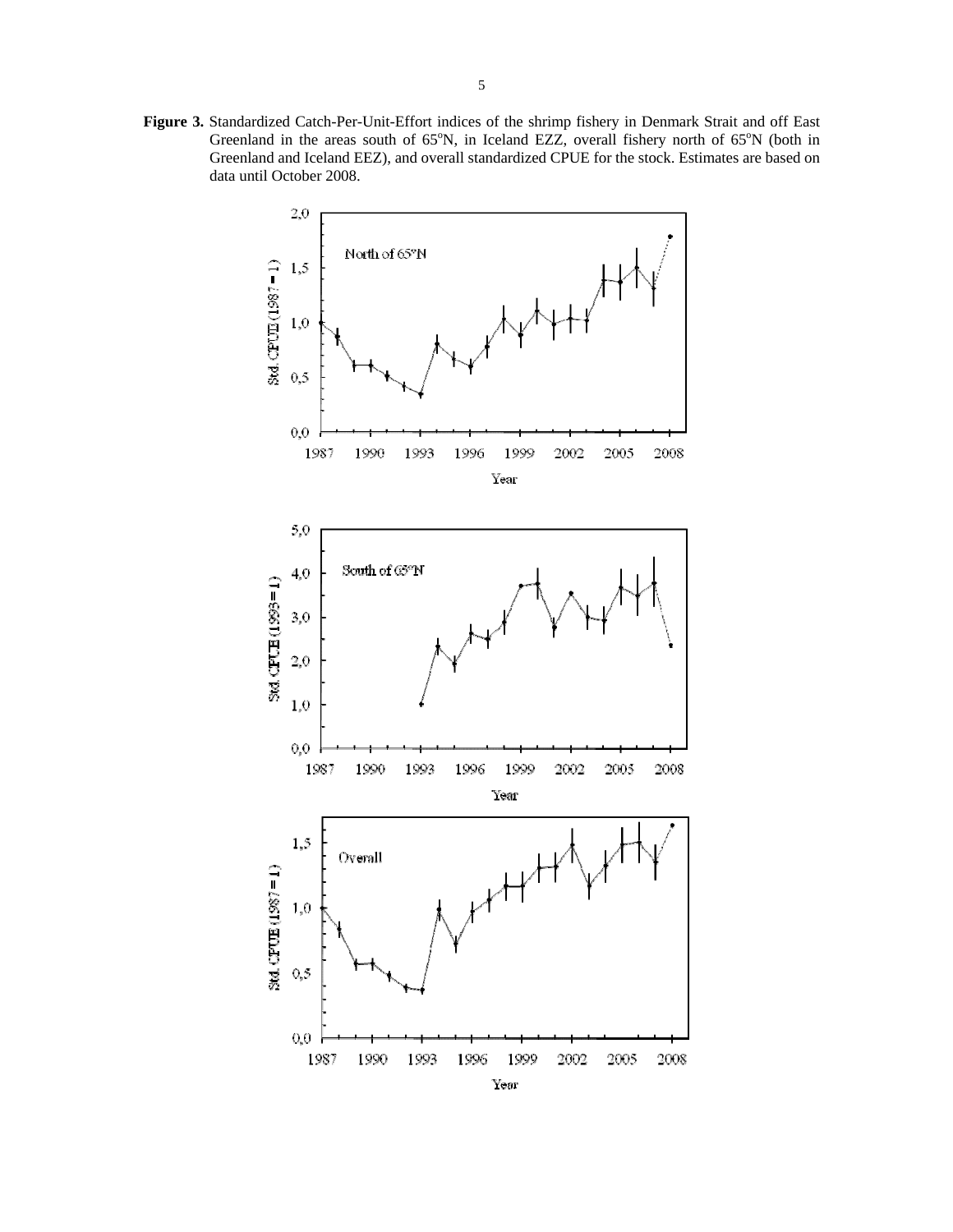**Figure 3.** Standardized Catch-Per-Unit-Effort indices of the shrimp fishery in Denmark Strait and off East Greenland in the areas south of 65°N, in Iceland EZZ, overall fishery north of 65°N (both in Greenland and Iceland EEZ), and overall standardized CPUE for the stock. Estimates are based on data until October 2008.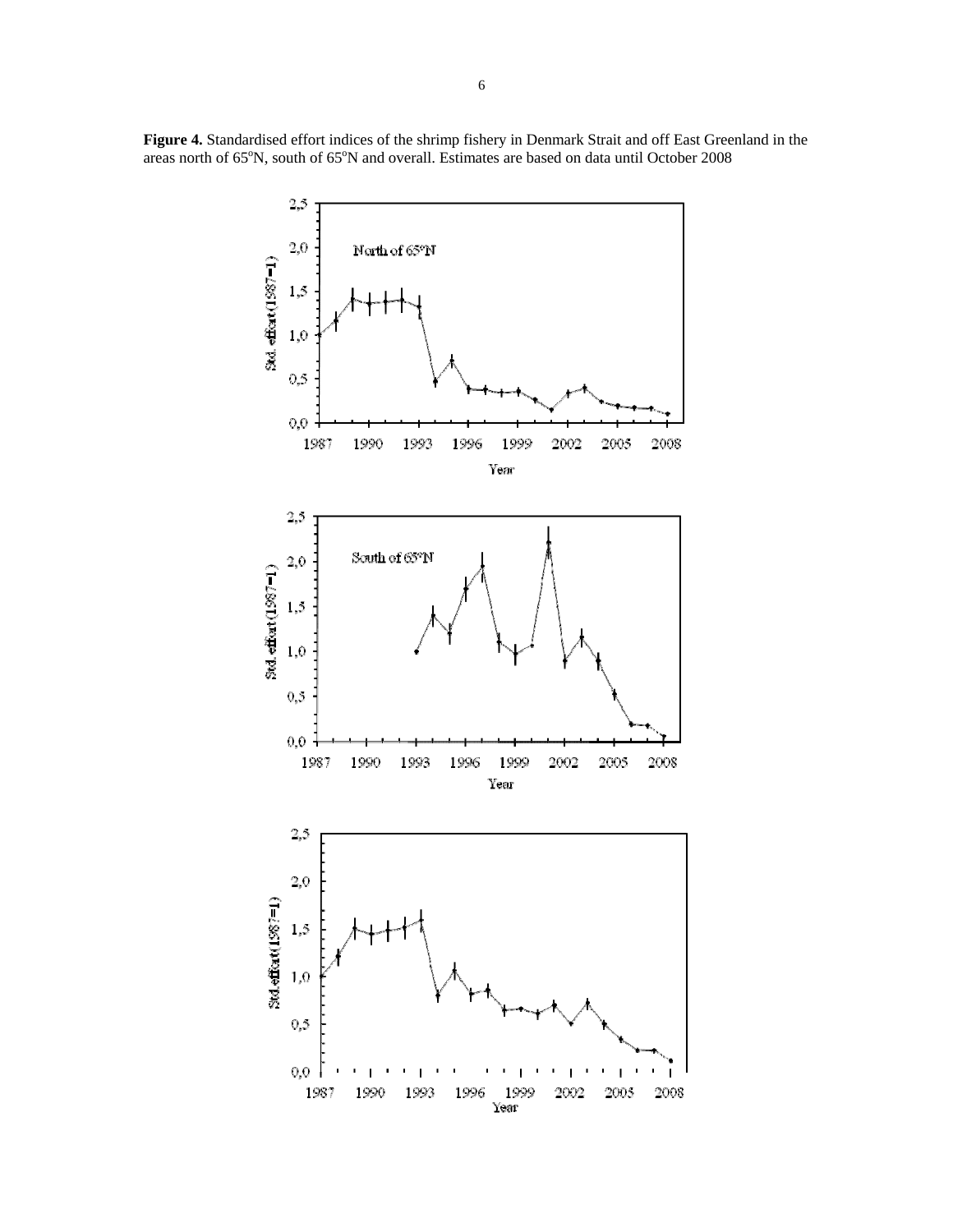**Figure 4.** Standardised effort indices of the shrimp fishery in Denmark Strait and off East Greenland in the areas north of 65°N, south of 65°N and overall. Estimates are based on data until October 2008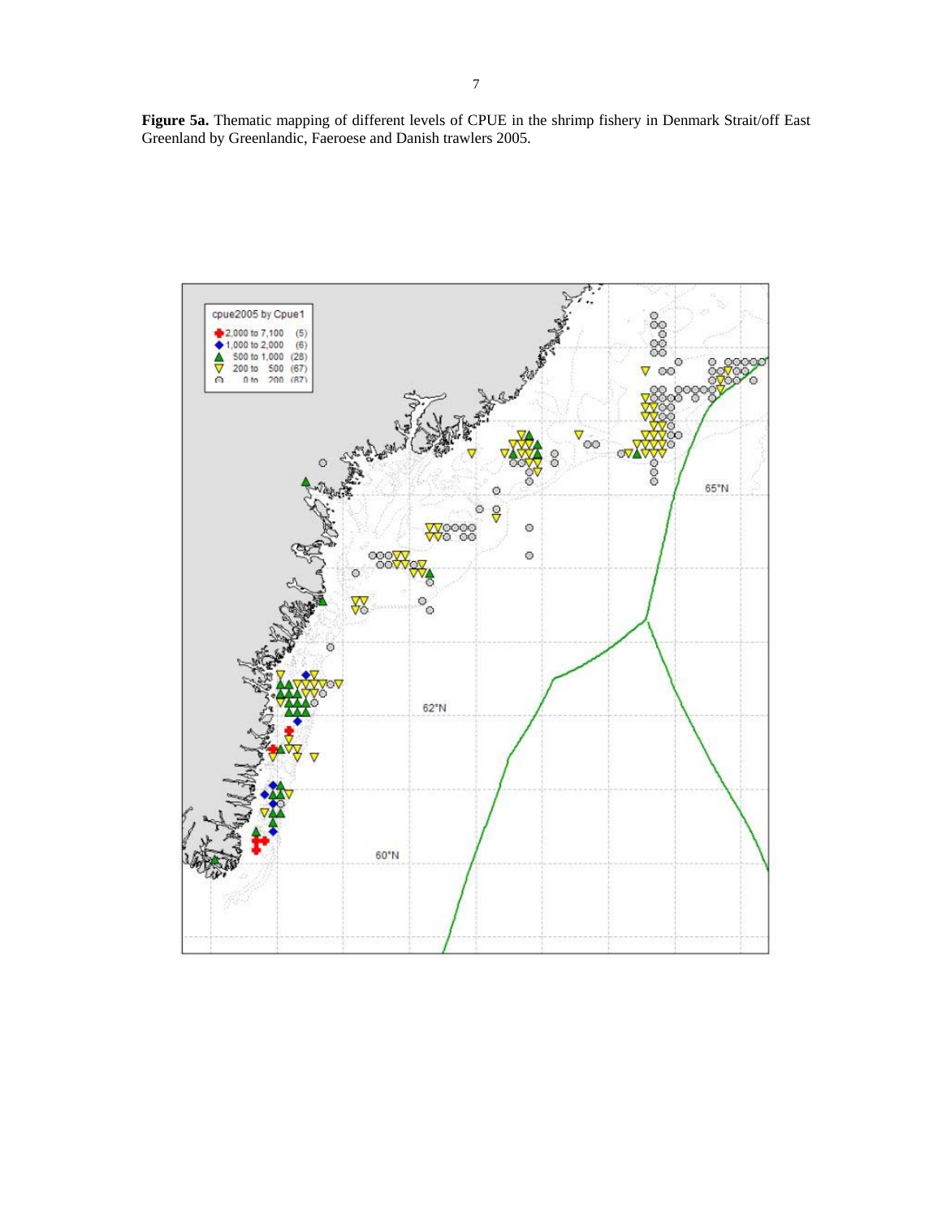**Figure 5a.** Thematic mapping of different levels of CPUE in the shrimp fishery in Denmark Strait/off East Greenland by Greenlandic, Faeroese and Danish trawlers 2005.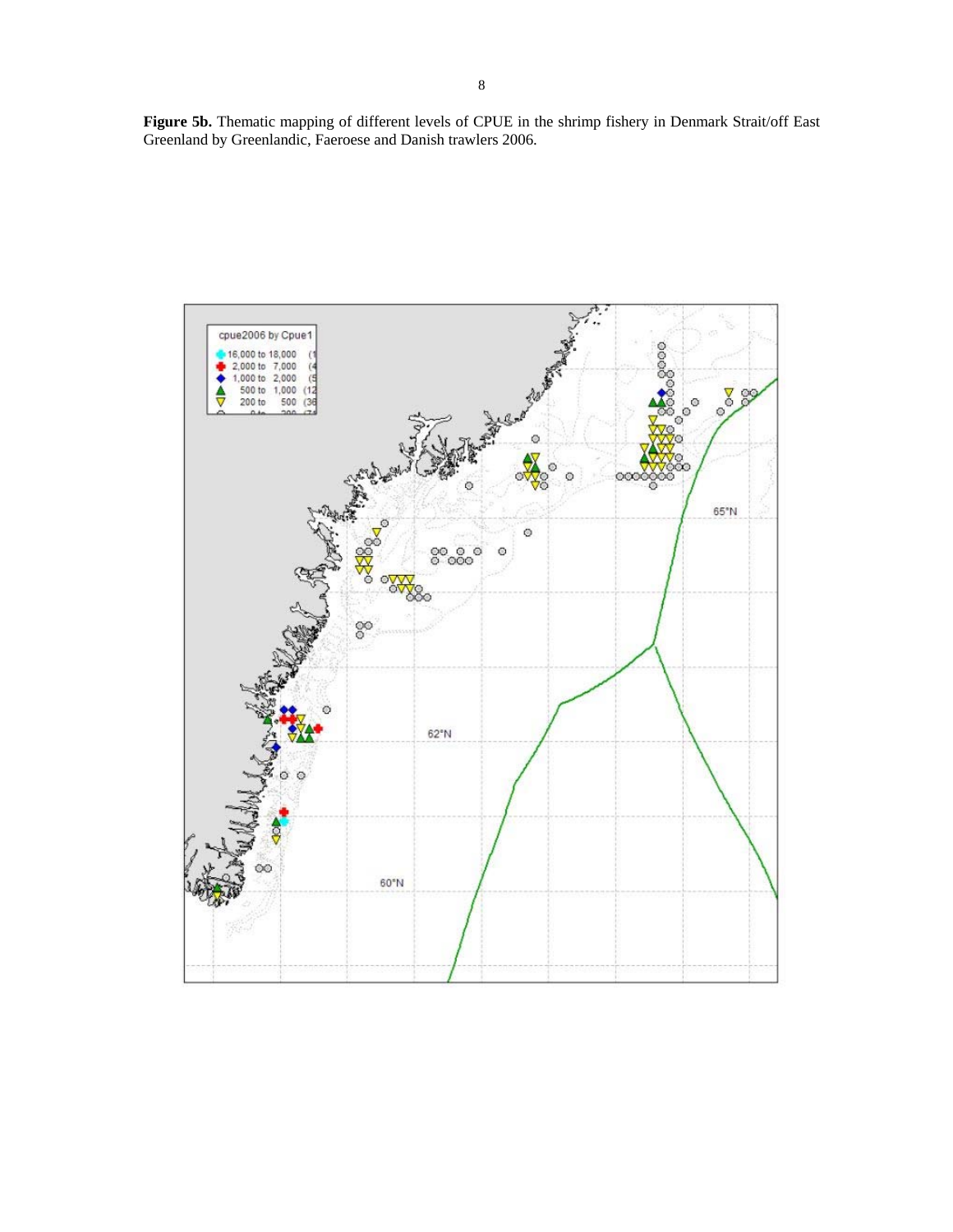**Figure 5b.** Thematic mapping of different levels of CPUE in the shrimp fishery in Denmark Strait/off East Greenland by Greenlandic, Faeroese and Danish trawlers 2006.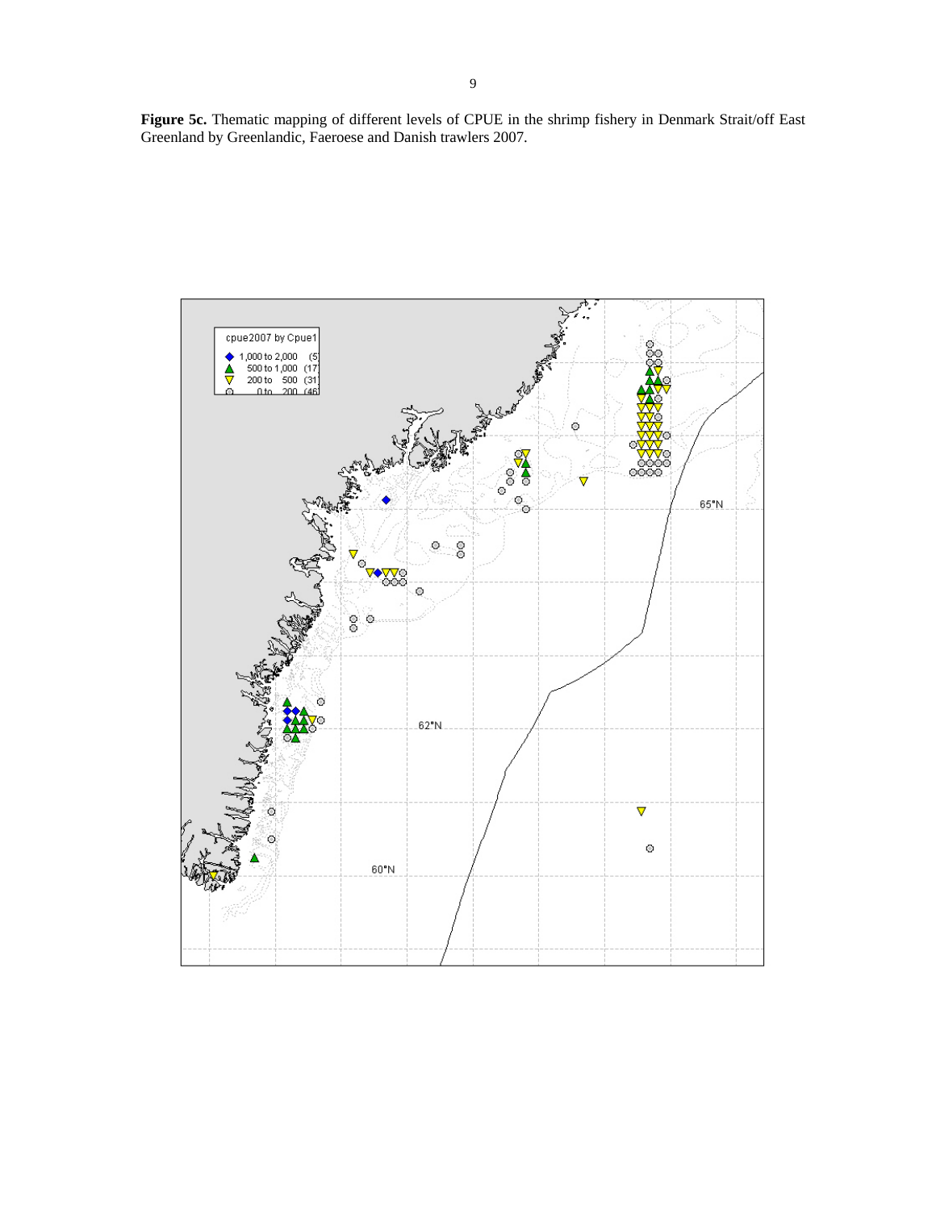**Figure 5c.** Thematic mapping of different levels of CPUE in the shrimp fishery in Denmark Strait/off East Greenland by Greenlandic, Faeroese and Danish trawlers 2007.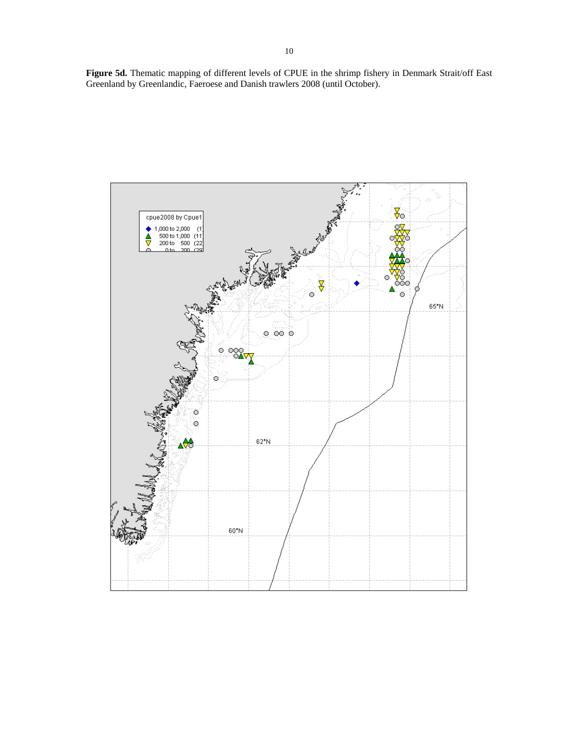**Figure 5d.** Thematic mapping of different levels of CPUE in the shrimp fishery in Denmark Strait/off East Greenland by Greenlandic, Faeroese and Danish trawlers 2008 (until October).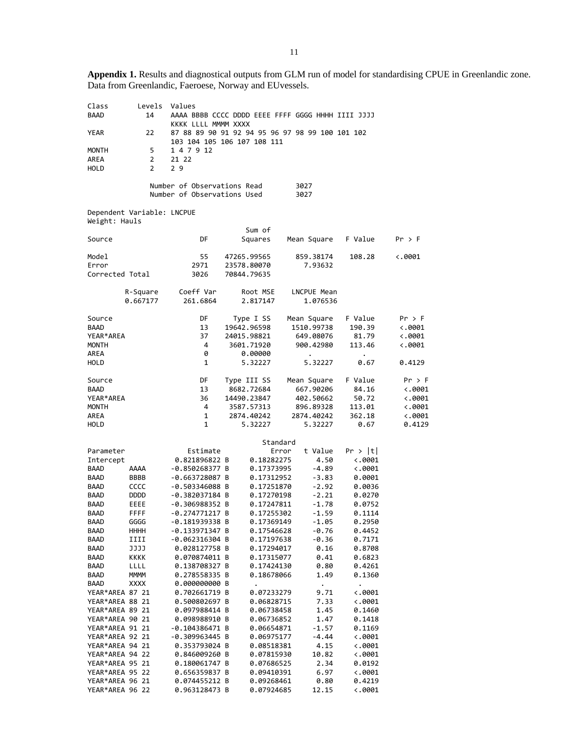**Appendix 1.** Results and diagnostical outputs from GLM run of model for standardising CPUE in Greenlandic zone. Data from Greenlandic, Faeroese, Norway and EUvessels.

```
Class       Levels  Values
BAAD          14    AAAA BBBB CCCC DDDD EEEE FFFF GGGG HHHH IIII JJJJ
                    KKKK LLLL MMMM XXXX
YEAR          22    87 88 89 90 91 92 94 95 96 97 98 99 100 101 102
                    103 104 105 106 107 108 111
MONTH          5    1 4 7 9 12
AREA           2    21 22
HOLD           2    2 9

              Number of Observations Read        3027
              Number of Observations Used        3027

Dependent Variable: LNCPUE
Weight: Hauls
                                    Sum of
Source                    DF       Squares    Mean Square   F Value     Pr > F

Model                     55   47265.99565      859.38174    108.28     <.0001
Error                   2971   23578.80070        7.93632
Corrected Total         3026   70844.79635

        R-Square     Coeff Var      Root MSE    LNCPUE Mean
        0.667177      261.6864      2.817147       1.076536

Source                    DF     Type I SS    Mean Square   F Value     Pr > F
BAAD                      13   19642.96598     1510.99738    190.39     <.0001
YEAR*AREA                 37   24015.98821      649.08076     81.79     <.0001
MONTH                      4    3601.71920      900.42980    113.46     <.0001
AREA                       0       0.00000          .           .
HOLD                       1       5.32227        5.32227      0.67     0.4129

Source                    DF   Type III SS    Mean Square   F Value     Pr > F
BAAD                      13    8682.72684      667.90206     84.16     <.0001
YEAR*AREA                 36   14490.23847      402.50662     50.72     <.0001
MONTH                      4    3587.57313      896.89328    113.01     <.0001
AREA                       1    2874.40242     2874.40242    362.18     <.0001
HOLD                       1       5.32227        5.32227      0.67     0.4129

                                         Standard
Parameter              Estimate             Error    t Value   Pr > |t|
Intercept           0.821896822 B      0.18282275       4.50     <.0001
BAAD       AAAA    -0.850268377 B      0.17373995      -4.89     <.0001
BAAD       BBBB    -0.663728087 B      0.17312952      -3.83     0.0001
BAAD       CCCC    -0.503346088 B      0.17251870      -2.92     0.0036
BAAD       DDDD    -0.382037184 B      0.17270198      -2.21     0.0270
BAAD       EEEE    -0.306988352 B      0.17247811      -1.78     0.0752
BAAD       FFFF    -0.274771217 B      0.17255302      -1.59     0.1114
BAAD       GGGG    -0.181939338 B      0.17369149      -1.05     0.2950
BAAD       HHHH    -0.133971347 B      0.17546628      -0.76     0.4452
BAAD       IIII    -0.062316304 B      0.17197638      -0.36     0.7171
BAAD       JJJJ     0.028127758 B      0.17294017       0.16     0.8708
BAAD       KKKK     0.070874011 B      0.17315077       0.41     0.6823
BAAD       LLLL     0.138708327 B      0.17424130       0.80     0.4261
BAAD       MMMM     0.278558335 B      0.18678066       1.49     0.1360
BAAD       XXXX     0.000000000 B       .                .        .
YEAR*AREA 87 21     0.702661719 B      0.07233279       9.71     <.0001
YEAR*AREA 88 21     0.500802697 B      0.06828715       7.33     <.0001
YEAR*AREA 89 21     0.097988414 B      0.06738458       1.45     0.1460
YEAR*AREA 90 21     0.098988910 B      0.06736852       1.47     0.1418
YEAR*AREA 91 21    -0.104386471 B      0.06654871      -1.57     0.1169
YEAR*AREA 92 21    -0.309963445 B      0.06975177      -4.44     <.0001
YEAR*AREA 94 21     0.353793024 B      0.08518381       4.15     <.0001
YEAR*AREA 94 22     0.846009260 B      0.07815930      10.82     <.0001
YEAR*AREA 95 21     0.180061747 B      0.07686525       2.34     0.0192
YEAR*AREA 95 22     0.656359837 B      0.09410391       6.97     <.0001
YEAR*AREA 96 21     0.074455212 B      0.09268461       0.80     0.4219
YEAR*AREA 96 22     0.963128473 B      0.07924685      12.15     <.0001
```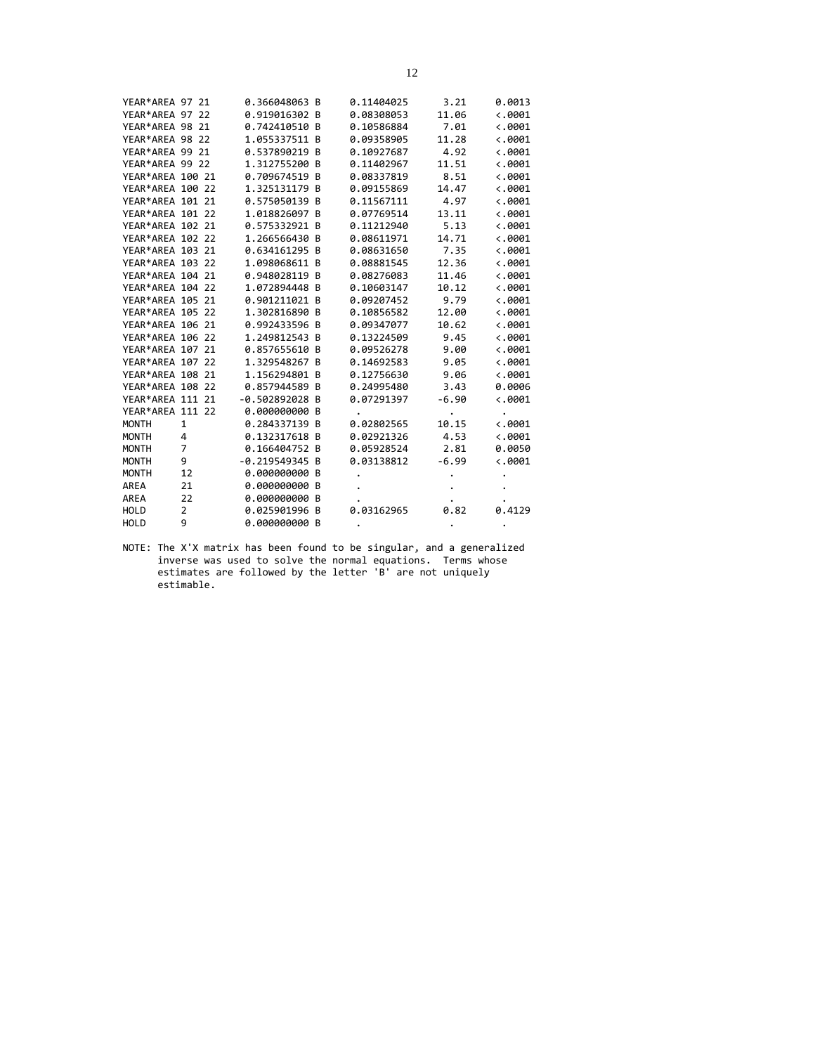```
YEAR*AREA 97 21      0.366048063 B     0.11404025      3.21      0.0013
YEAR*AREA 97 22      0.919016302 B     0.08308053     11.06      <.0001
YEAR*AREA 98 21      0.742410510 B     0.10586884      7.01      <.0001
YEAR*AREA 98 22      1.055337511 B     0.09358905     11.28      <.0001
YEAR*AREA 99 21      0.537890219 B     0.10927687      4.92      <.0001
YEAR*AREA 99 22      1.312755200 B     0.11402967     11.51      <.0001
YEAR*AREA 100 21     0.709674519 B     0.08337819      8.51      <.0001
YEAR*AREA 100 22     1.325131179 B     0.09155869     14.47      <.0001
YEAR*AREA 101 21     0.575050139 B     0.11567111      4.97      <.0001
YEAR*AREA 101 22     1.018826097 B     0.07769514     13.11      <.0001
YEAR*AREA 102 21     0.575332921 B     0.11212940      5.13      <.0001
YEAR*AREA 102 22     1.266566430 B     0.08611971     14.71      <.0001
YEAR*AREA 103 21     0.634161295 B     0.08631650      7.35      <.0001
YEAR*AREA 103 22     1.098068611 B     0.08881545     12.36      <.0001
YEAR*AREA 104 21     0.948028119 B     0.08276083     11.46      <.0001
YEAR*AREA 104 22     1.072894448 B     0.10603147     10.12      <.0001
YEAR*AREA 105 21     0.901211021 B     0.09207452      9.79      <.0001
YEAR*AREA 105 22     1.302816890 B     0.10856582     12.00      <.0001
YEAR*AREA 106 21     0.992433596 B     0.09347077     10.62      <.0001
YEAR*AREA 106 22     1.249812543 B     0.13224509      9.45      <.0001
YEAR*AREA 107 21     0.857655610 B     0.09526278      9.00      <.0001
YEAR*AREA 107 22     1.329548267 B     0.14692583      9.05      <.0001
YEAR*AREA 108 21     1.156294801 B     0.12756630      9.06      <.0001
YEAR*AREA 108 22     0.857944589 B     0.24995480      3.43      0.0006
YEAR*AREA 111 21    -0.502892028 B     0.07291397     -6.90      <.0001
YEAR*AREA 111 22     0.000000000 B      .               .          .
MONTH     1          0.284337139 B     0.02802565     10.15      <.0001
MONTH     4          0.132317618 B     0.02921326      4.53      <.0001
MONTH     7          0.166404752 B     0.05928524      2.81      0.0050
MONTH     9         -0.219549345 B     0.03138812     -6.99      <.0001
MONTH     12         0.000000000 B      .               .          .
AREA      21         0.000000000 B      .               .          .
AREA      22         0.000000000 B      .               .          .
HOLD      2          0.025901996 B     0.03162965      0.82      0.4129
HOLD      9          0.000000000 B      .               .          .

NOTE: The X'X matrix has been found to be singular, and a generalized
      inverse was used to solve the normal equations.  Terms whose
      estimates are followed by the letter 'B' are not uniquely
      estimable.
```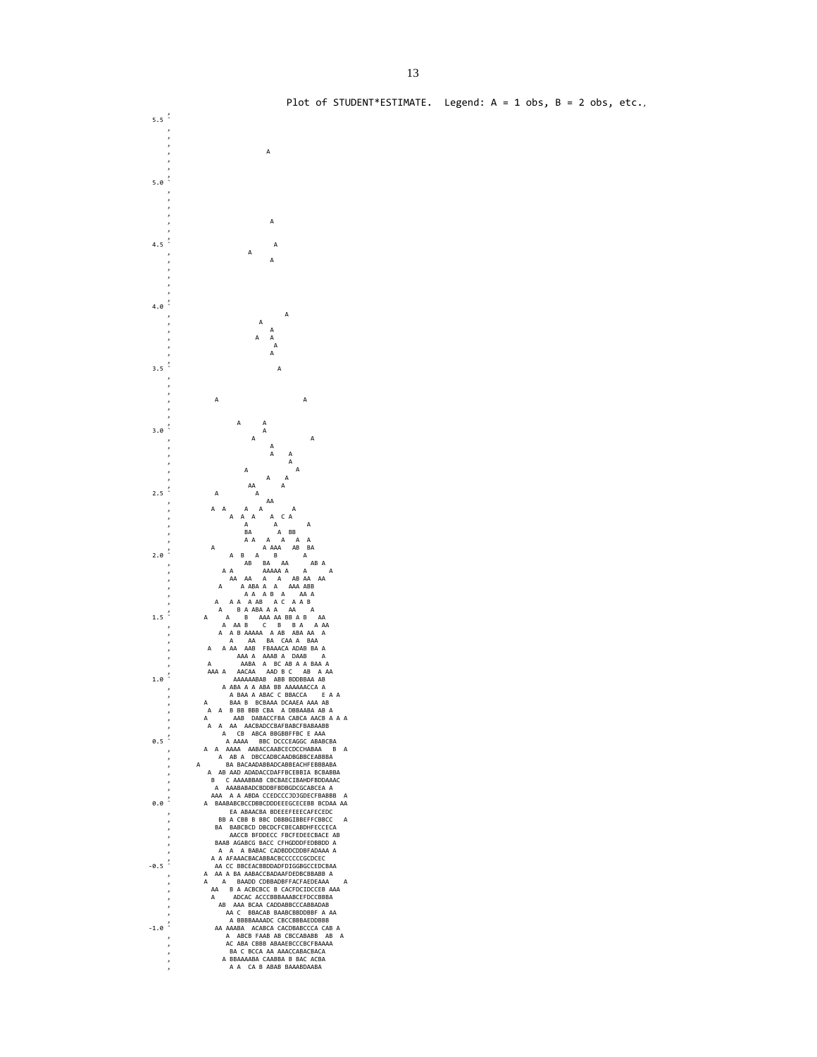```
                                   Plot of STUDENT*ESTIMATE.  Legend: A = 1 obs, B = 2 obs, etc.

 5.5 ˆ
     ‚
     ‚
     ‚
     ‚                    A
     ‚
     ‚
     ‚
 5.0 ˆ
     ‚
     ‚
     ‚
     ‚
     ‚
     ‚                     A
     ‚
     ‚
 4.5 ˆ                      A
     ‚                 A
     ‚                     A
     ‚
     ‚
     ‚
     ‚
     ‚
     ‚
 4.0 ˆ
     ‚                        A
     ‚                   A
     ‚                     A
     ‚                  A  A
     ‚                      A
     ‚                     A
     ‚
 3.5 ˆ                      A
     ‚
     ‚
     ‚
     ‚
     ‚        A                     A
     ‚
     ‚
     ‚
     ‚             A      A
 3.0 ˆ                    A
     ‚                 A              A
     ‚                     A
     ‚                     A    A
     ‚                          A
     ‚               A             A
     ‚                     A    A
     ‚                AA       A
 2.5 ˆ        A          A
     ‚                     AA
     ‚        A  A     A   A        A
     ‚             A  A  A    A  C A
     ‚                 A       A       A
     ‚                 BA       A  BB
     ‚                 A A   A   A   A  A
     ‚        A             A AAA   AB  BA
 2.0 ˆ             A  B   A    B       A
     ‚                  AB   BA   AA      AB A
     ‚           A A         AAAAA A    A       A
     ‚             AA  AA   A   A   AB AA  AA
     ‚          A      A ABA A  A   AAA ABB
     ‚                 A A  A B  A    AA A
     ‚         A   A A  A AB   A C  A A B
     ‚          A    B A ABA A A   AA    A
 1.5 ˆ      A     A     B   AAA AA BB A B   AA
     ‚           A  AA B    C   B   B A   A AA
     ‚          A  A B AAAAA  A AB  ABA AA  A
     ‚              A    AA   BA  CAA A  BAA
     ‚       A   A AA  AAB  FBAAACA ADAB BA A
     ‚                AAA A  AAAB A  DAAB    A
     ‚       A          AABA  A  BC AB A A BAA A
     ‚       AAA A   AACAA   AAD B C   AB  A AA
 1.0 ˆ              AAAAAABAB  ABB BDDBBAA AB
     ‚           A ABA A A ABA BB AAAAAACCA A
     ‚               A BAA A ABAC C BBACCA    E A A
     ‚      A      BAA B  BCBAAA DCAAEA AAA AB
     ‚       A  A  B BB BBB CBA  A DBBAABA AB A
     ‚      A        AAB  DABACCFBA CABCA AACB A A A
     ‚       A  A  AA  AACBADCCBAFBABCFBABAABB
     ‚            A   CB  ABCA BBGBBFFBC E AAA
 0.5 ˆ             A AAAA   BBC DCCCEAGGC ABABCBA
     ‚      A  A  AAAA  AABACCAABCECDCCHABAA   B  A
     ‚          A  AB A  DBCCADBCAADBGBBCEABBBA
     ‚    A       BA BACAADABBADCABBEACHFEBBBABA
     ‚       A  AB AAD ADADACCDAFFBCEBBIA BCBABBA
     ‚        B   C AAAABBAB CBCBAECIBAHDFBDDAAAC
     ‚         A  AAABABADCBDDBFBDBGDCGCABCEA A
     ‚        AAA  A A ABDA CCEDCCCJDJGDECFBABBB  A
 0.0 ˆ      A  BAABABCBCCDBBCDDDEEEGCECEBB BCDAA AA
     ‚              EA ABAACBA BDEEEFEEECAFECEDC
     ‚          BB A CBB B BBC DBBBGIBBEFFCBBCC   A
     ‚         BA  BABCBCD DBCDCFCBECABDHFECCECA
     ‚              AACCB BFDDECC FBCFEDEECBACE AB
     ‚         BAAB AGABCG BACC CFHGDDDFEDBBDD A
     ‚          A  A  A BABAC CADBBDCDDBFADAAA A
     ‚        A A AFAAACBACABBACBCCCCCCGCDCEC
-0.5 ˆ         AA CC BBCEACBBDDADFDIGGBGCCEDCBAA
     ‚      A  AA A BA AABACCBADAAFDEDBCBBABB A
     ‚      A    A   BAADD CDBBADBFFACFAEDEAAA    A
     ‚        AA   B A ACBCBCC B CACFDCIDCCEB AAA
     ‚        A      ADCAC ACCCBBBAAABCEFDCCBBBA
     ‚          AB  AAA BCAA CADDABBCCCABBADAB
     ‚             AA C  BBACAB BAABCBBDDBBF A AA
     ‚              A BBBBAAAADC CBCCBBBAEDDBBB
-1.0 ˆ         AA AAABA  ACABCA CACDBABCCCA CAB A
     ‚             A  ABCB FAAB AB CBCCABABB  AB  A
     ‚             AC ABA CBBB ABAAEBCCCBCFBAAAA
     ‚              BA C BCCA AA AAACCABACBACA
     ‚           A BBAAAABA CAABBA B BAC ACBA
     ‚              A A  CA B ABAB BAAABDAABA
```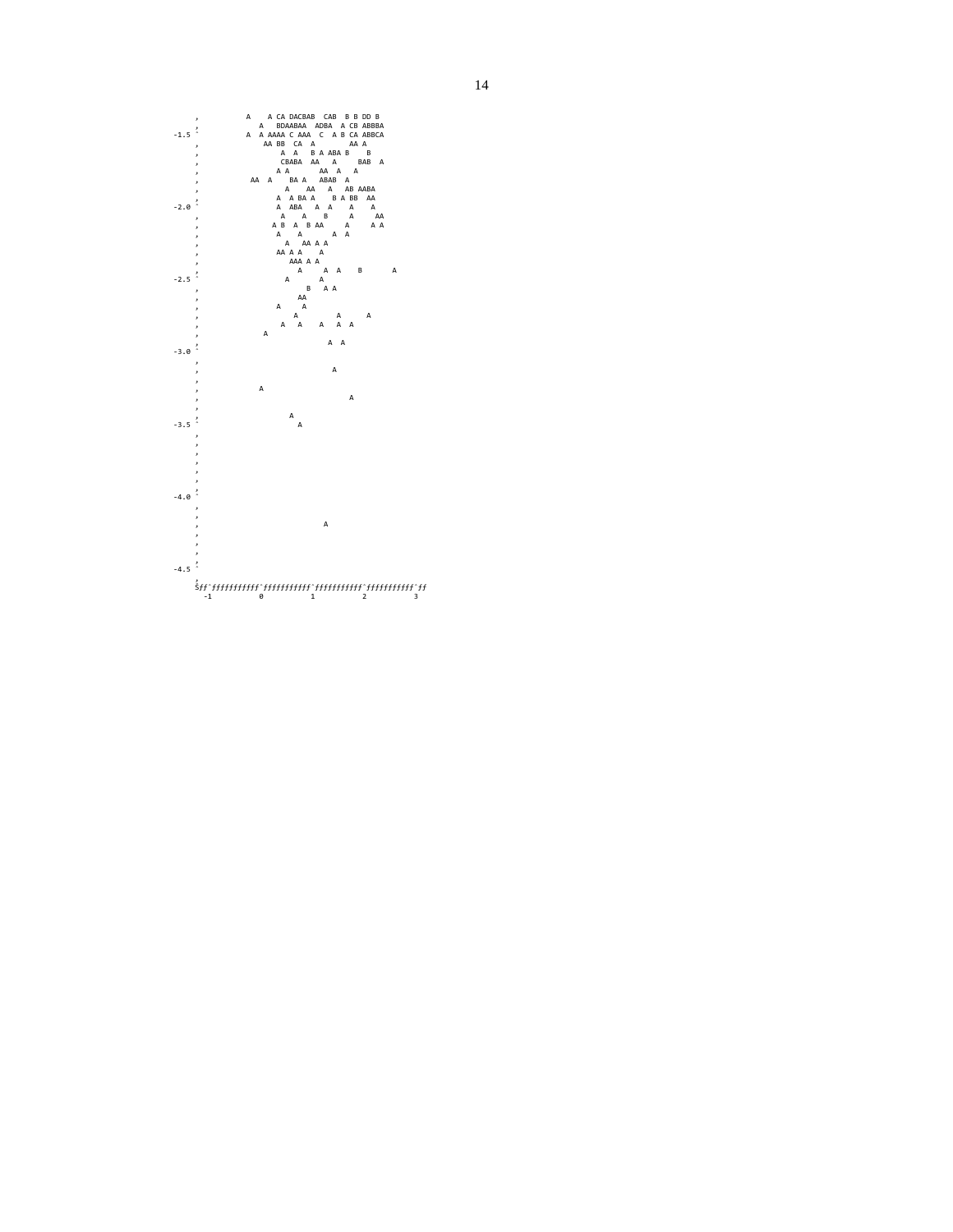```
     ‚           A    A CA DACBAB  CAB  B B DD B
     ‚              A   BDAABAA  ADBA  A CB ABBBA
-1.5 ˆ           A  A AAAA C AAA  C  A B CA ABBCA
     ‚               AA BB  CA  A        AA A
     ‚                    A  A   B A ABA B    B
     ‚                    CBABA  AA   A     BAB  A
     ‚                   A A       AA  A   A
     ‚            AA  A    BA A   ABAB  A
     ‚                     A    AA   A   AB AABA
     ‚                   A  A BA A    B A BB  AA
-2.0 ˆ                   A  ABA   A  A    A    A
     ‚                    A    A    B     A     AA
     ‚                  A B  A  B AA     A     A A
     ‚                   A    A       A  A
     ‚                     A   AA A A
     ‚                   AA A A    A
     ‚                      AAA A A
     ‚                        A     A  A    B       A
-2.5 ˆ                     A       A
     ‚                          B   A A
     ‚                        AA
     ‚                   A     A
     ‚                       A         A      A
     ‚                    A   A    A   A  A
     ‚               A
     ‚                                A  A
-3.0 ˆ
     ‚
     ‚                                 A
     ‚
     ‚              A
     ‚                                     A
     ‚
     ‚                     A
-3.5 ˆ                       A
     ‚
     ‚
     ‚
     ‚
     ‚
     ‚
     ‚
-4.0 ˆ
     ‚
     ‚
     ‚                               A
     ‚
     ‚
     ‚
     ‚
-4.5 ˆ
     ‚
     Šƒƒˆƒƒƒƒƒƒƒƒƒƒƒˆƒƒƒƒƒƒƒƒƒƒƒˆƒƒƒƒƒƒƒƒƒƒƒˆƒƒƒƒƒƒƒƒƒƒƒˆƒƒ
       -1          0           1           2           3
```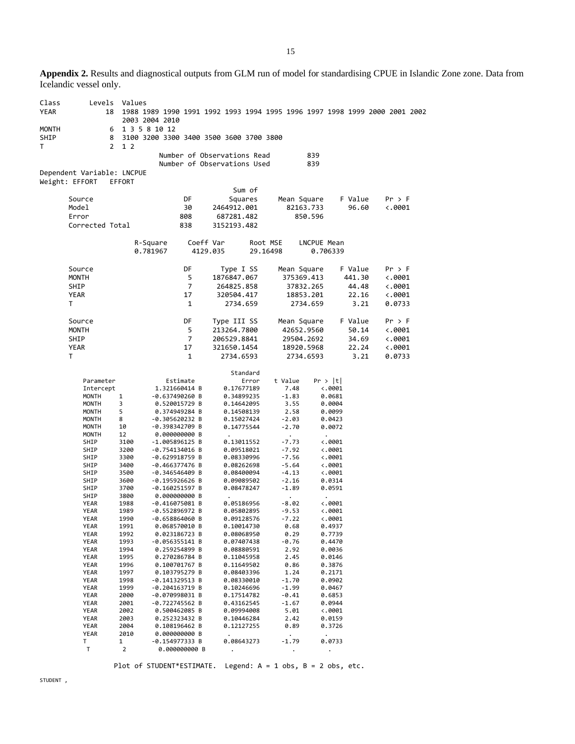**Appendix 2.** Results and diagnostical outputs from GLM run of model for standardising CPUE in Islandic Zone zone. Data from Icelandic vessel only.

```
Class       Levels  Values
YEAR            18  1988 1989 1990 1991 1992 1993 1994 1995 1996 1997 1998 1999 2000 2001 2002
                    2003 2004 2010
MONTH            6  1 3 5 8 10 12
SHIP             8  3100 3200 3300 3400 3500 3600 3700 3800
T                2  1 2
                         Number of Observations Read         839
                         Number of Observations Used         839
Dependent Variable: LNCPUE
Weight: EFFORT   EFFORT
                                          Sum of
      Source                    DF       Squares     Mean Square    F Value    Pr > F
      Model                     30   2464912.001       82163.733      96.60    <.0001
      Error                    808    687281.482         850.596
      Corrected Total          838   3152193.482

                  R-Square     Coeff Var      Root MSE    LNCPUE Mean
                  0.781967      4129.035      29.16498       0.706339

      Source                    DF     Type I SS     Mean Square    F Value    Pr > F
      MONTH                      5   1876847.067      375369.413     441.30    <.0001
      SHIP                       7    264825.858       37832.265      44.48    <.0001
      YEAR                      17    320504.417       18853.201      22.16    <.0001
      T                          1      2734.659        2734.659       3.21    0.0733

      Source                    DF   Type III SS     Mean Square    F Value    Pr > F
      MONTH                      5   213264.7800      42652.9560      50.14    <.0001
      SHIP                       7   206529.8841      29504.2692      34.69    <.0001
      YEAR                      17   321650.1454      18920.5968      22.24    <.0001
      T                          1     2734.6593       2734.6593       3.21    0.0733

                                              Standard
        Parameter             Estimate           Error    t Value    Pr > |t|
        Intercept          1.321660414 B    0.17677189       7.48      <.0001
        MONTH     1       -0.637490260 B    0.34899235      -1.83      0.0681
        MONTH     3        0.520015729 B    0.14642095       3.55      0.0004
        MONTH     5        0.374949284 B    0.14508139       2.58      0.0099
        MONTH     8       -0.305620232 B    0.15027424      -2.03      0.0423
        MONTH     10      -0.398342709 B    0.14775544      -2.70      0.0072
        MONTH     12       0.000000000 B     .                .         .
        SHIP      3100    -1.005896125 B    0.13011552      -7.73      <.0001
        SHIP      3200    -0.754134016 B    0.09518021      -7.92      <.0001
        SHIP      3300    -0.629918759 B    0.08330996      -7.56      <.0001
        SHIP      3400    -0.466377476 B    0.08262698      -5.64      <.0001
        SHIP      3500    -0.346546409 B    0.08400094      -4.13      <.0001
        SHIP      3600    -0.195926626 B    0.09089502      -2.16      0.0314
        SHIP      3700    -0.160251597 B    0.08478247      -1.89      0.0591
        SHIP      3800     0.000000000 B     .                .         .
        YEAR      1988    -0.416075081 B    0.05186956      -8.02      <.0001
        YEAR      1989    -0.552896972 B    0.05802895      -9.53      <.0001
        YEAR      1990    -0.658864060 B    0.09128576      -7.22      <.0001
        YEAR      1991     0.068570010 B    0.10014730       0.68      0.4937
        YEAR      1992     0.023186723 B    0.08068950       0.29      0.7739
        YEAR      1993    -0.056355141 B    0.07407438      -0.76      0.4470
        YEAR      1994     0.259254899 B    0.08880591       2.92      0.0036
        YEAR      1995     0.270286784 B    0.11045958       2.45      0.0146
        YEAR      1996     0.100701767 B    0.11649502       0.86      0.3876
        YEAR      1997     0.103795279 B    0.08403396       1.24      0.2171
        YEAR      1998    -0.141329513 B    0.08330010      -1.70      0.0902
        YEAR      1999    -0.204163719 B    0.10246696      -1.99      0.0467
        YEAR      2000    -0.070998031 B    0.17514782      -0.41      0.6853
        YEAR      2001    -0.722745562 B    0.43162545      -1.67      0.0944
        YEAR      2002     0.500462085 B    0.09994008       5.01      <.0001
        YEAR      2003     0.252323432 B    0.10446284       2.42      0.0159
        YEAR      2004     0.108196462 B    0.12127255       0.89      0.3726
        YEAR      2010     0.000000000 B     .                .         .
        T         1       -0.154977333 B    0.08643273      -1.79      0.0733
        T         2        0.000000000 B     .                .         .

            Plot of STUDENT*ESTIMATE.  Legend: A = 1 obs, B = 2 obs, etc.

STUDENT ,
```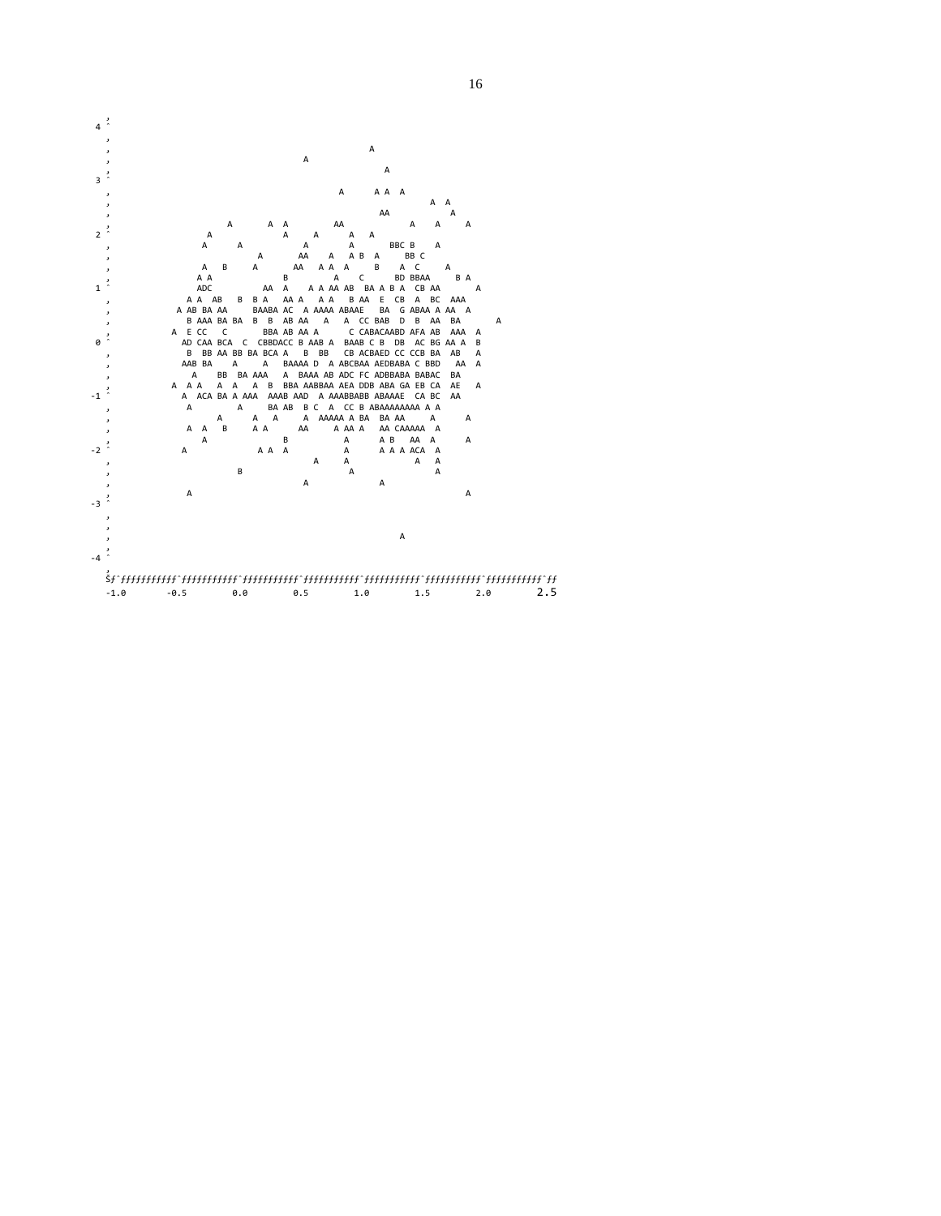4

3

2

1

0

-1

-2

-3

-4

-1.0 -0.5 0.0 0.5 1.0 1.5 2.0 2.5